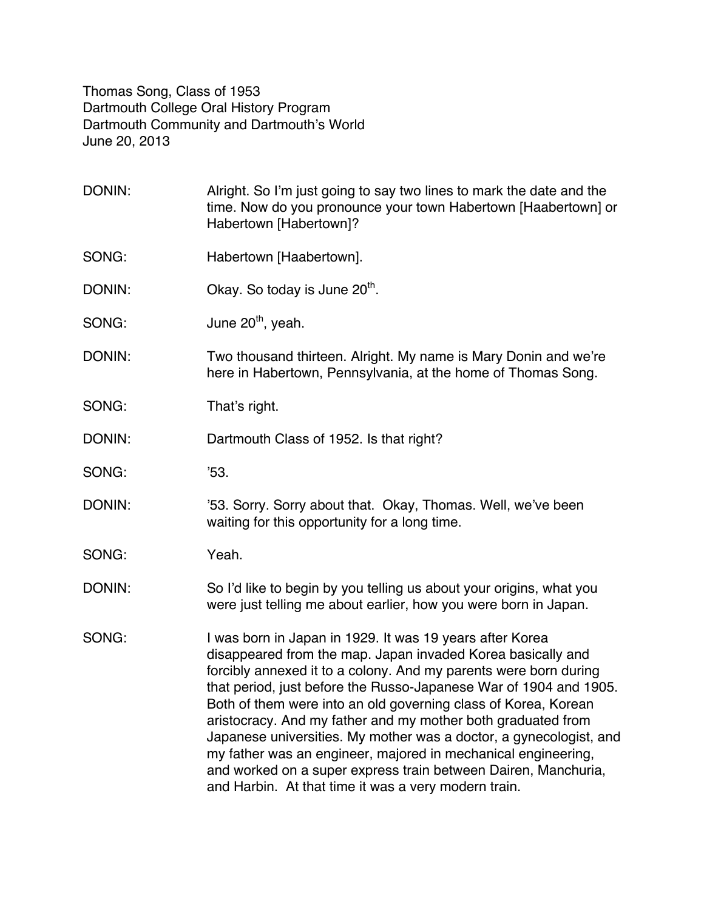Thomas Song, Class of 1953
Dartmouth College Oral History Program
Dartmouth Community and Dartmouth's World
June 20, 2013

DONIN: Alright. So I'm just going to say two lines to mark the date and the time. Now do you pronounce your town Habertown [Haabertown] or Habertown [Habertown]?

SONG: Habertown [Haabertown].

DONIN: Okay. So today is June 20th.

SONG: June 20th, yeah.

DONIN: Two thousand thirteen. Alright. My name is Mary Donin and we're here in Habertown, Pennsylvania, at the home of Thomas Song.

SONG: That's right.

DONIN: Dartmouth Class of 1952. Is that right?

SONG: '53.

DONIN: '53. Sorry. Sorry about that. Okay, Thomas. Well, we've been waiting for this opportunity for a long time.

SONG: Yeah.

DONIN: So I'd like to begin by you telling us about your origins, what you were just telling me about earlier, how you were born in Japan.

SONG: I was born in Japan in 1929. It was 19 years after Korea disappeared from the map. Japan invaded Korea basically and forcibly annexed it to a colony. And my parents were born during that period, just before the Russo-Japanese War of 1904 and 1905. Both of them were into an old governing class of Korea, Korean aristocracy. And my father and my mother both graduated from Japanese universities. My mother was a doctor, a gynecologist, and my father was an engineer, majored in mechanical engineering, and worked on a super express train between Dairen, Manchuria, and Harbin. At that time it was a very modern train.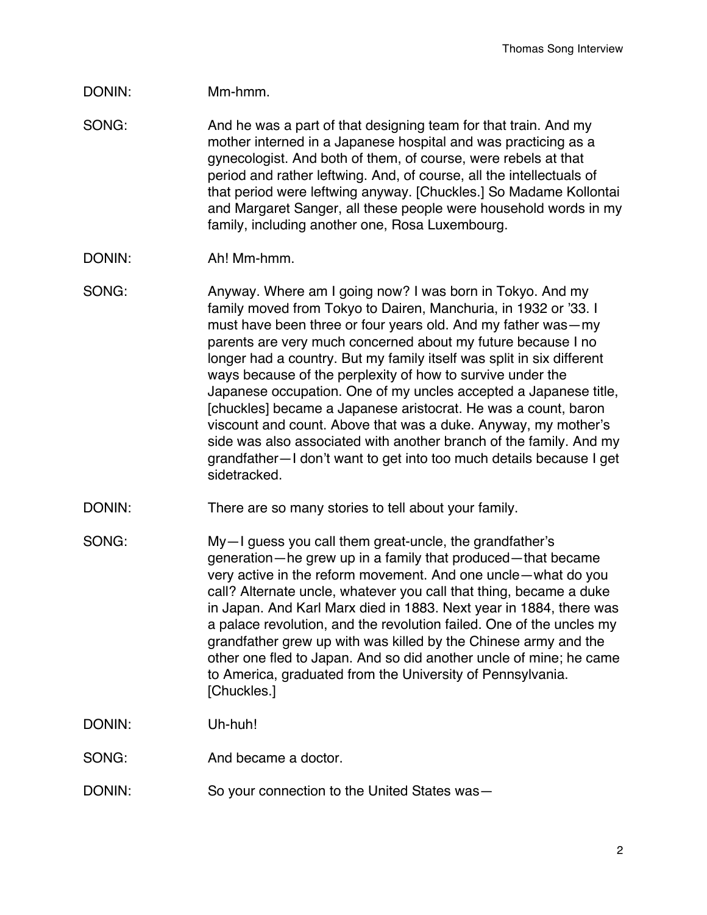DONIN: Mm-hmm.

SONG: And he was a part of that designing team for that train. And my mother interned in a Japanese hospital and was practicing as a gynecologist. And both of them, of course, were rebels at that period and rather leftwing. And, of course, all the intellectuals of that period were leftwing anyway. [Chuckles.] So Madame Kollontai and Margaret Sanger, all these people were household words in my family, including another one, Rosa Luxembourg.

DONIN: Ah! Mm-hmm.

SONG: Anyway. Where am I going now? I was born in Tokyo. And my family moved from Tokyo to Dairen, Manchuria, in 1932 or '33. I must have been three or four years old. And my father was—my parents are very much concerned about my future because I no longer had a country. But my family itself was split in six different ways because of the perplexity of how to survive under the Japanese occupation. One of my uncles accepted a Japanese title, [chuckles] became a Japanese aristocrat. He was a count, baron viscount and count. Above that was a duke. Anyway, my mother's side was also associated with another branch of the family. And my grandfather—I don't want to get into too much details because I get sidetracked.

DONIN: There are so many stories to tell about your family.

SONG: My—I guess you call them great-uncle, the grandfather's generation—he grew up in a family that produced—that became very active in the reform movement. And one uncle—what do you call? Alternate uncle, whatever you call that thing, became a duke in Japan. And Karl Marx died in 1883. Next year in 1884, there was a palace revolution, and the revolution failed. One of the uncles my grandfather grew up with was killed by the Chinese army and the other one fled to Japan. And so did another uncle of mine; he came to America, graduated from the University of Pennsylvania. [Chuckles.]

DONIN: Uh-huh!

SONG: And became a doctor.

DONIN: So your connection to the United States was—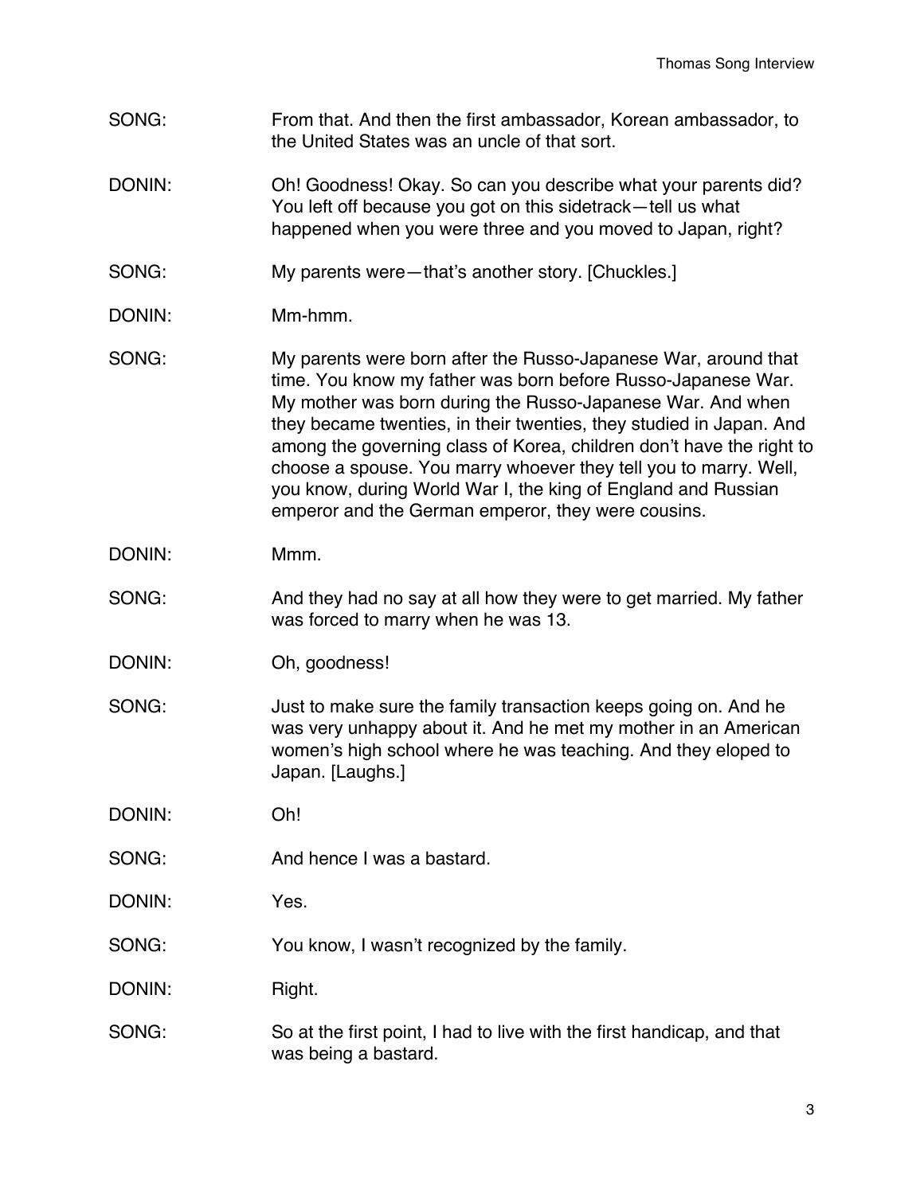SONG: From that. And then the first ambassador, Korean ambassador, to the United States was an uncle of that sort.

DONIN: Oh! Goodness! Okay. So can you describe what your parents did? You left off because you got on this sidetrack—tell us what happened when you were three and you moved to Japan, right?

SONG: My parents were—that's another story. [Chuckles.]

DONIN: Mm-hmm.

SONG: My parents were born after the Russo-Japanese War, around that time. You know my father was born before Russo-Japanese War. My mother was born during the Russo-Japanese War. And when they became twenties, in their twenties, they studied in Japan. And among the governing class of Korea, children don't have the right to choose a spouse. You marry whoever they tell you to marry. Well, you know, during World War I, the king of England and Russian emperor and the German emperor, they were cousins.

DONIN: Mmm.

SONG: And they had no say at all how they were to get married. My father was forced to marry when he was 13.

DONIN: Oh, goodness!

SONG: Just to make sure the family transaction keeps going on. And he was very unhappy about it. And he met my mother in an American women's high school where he was teaching. And they eloped to Japan. [Laughs.]

DONIN: Oh!

SONG: And hence I was a bastard.

DONIN: Yes.

SONG: You know, I wasn't recognized by the family.

DONIN: Right.

SONG: So at the first point, I had to live with the first handicap, and that was being a bastard.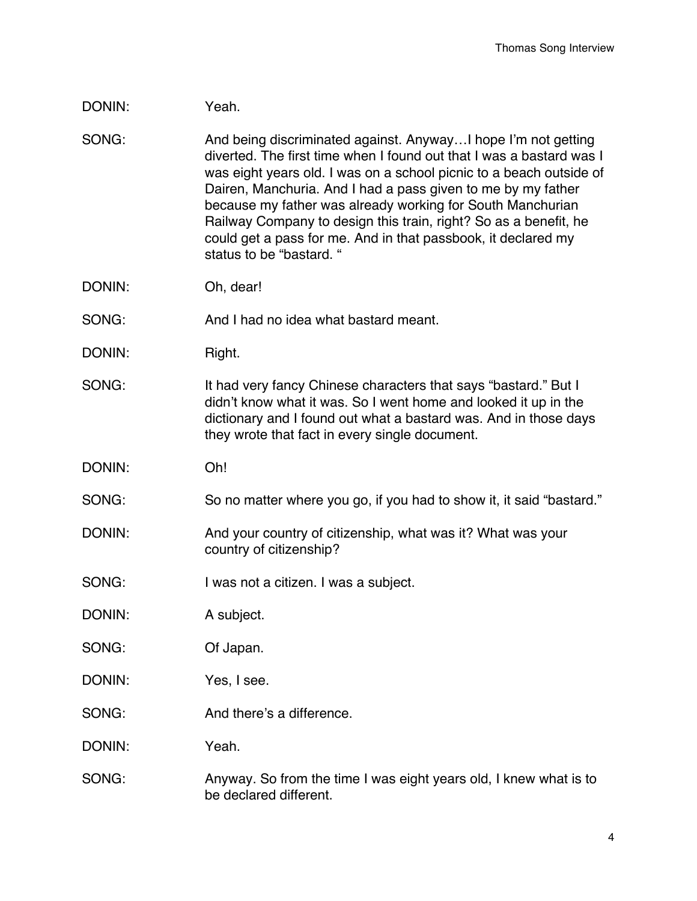DONIN: Yeah.

SONG: And being discriminated against. Anyway…I hope I'm not getting diverted. The first time when I found out that I was a bastard was I was eight years old. I was on a school picnic to a beach outside of Dairen, Manchuria. And I had a pass given to me by my father because my father was already working for South Manchurian Railway Company to design this train, right? So as a benefit, he could get a pass for me. And in that passbook, it declared my status to be "bastard. "

DONIN: Oh, dear!

SONG: And I had no idea what bastard meant.

DONIN: Right.

SONG: It had very fancy Chinese characters that says "bastard." But I didn't know what it was. So I went home and looked it up in the dictionary and I found out what a bastard was. And in those days they wrote that fact in every single document.

DONIN: Oh!

SONG: So no matter where you go, if you had to show it, it said "bastard."

DONIN: And your country of citizenship, what was it? What was your country of citizenship?

SONG: I was not a citizen. I was a subject.

DONIN: A subject.

SONG: Of Japan.

DONIN: Yes, I see.

SONG: And there's a difference.

DONIN: Yeah.

SONG: Anyway. So from the time I was eight years old, I knew what is to be declared different.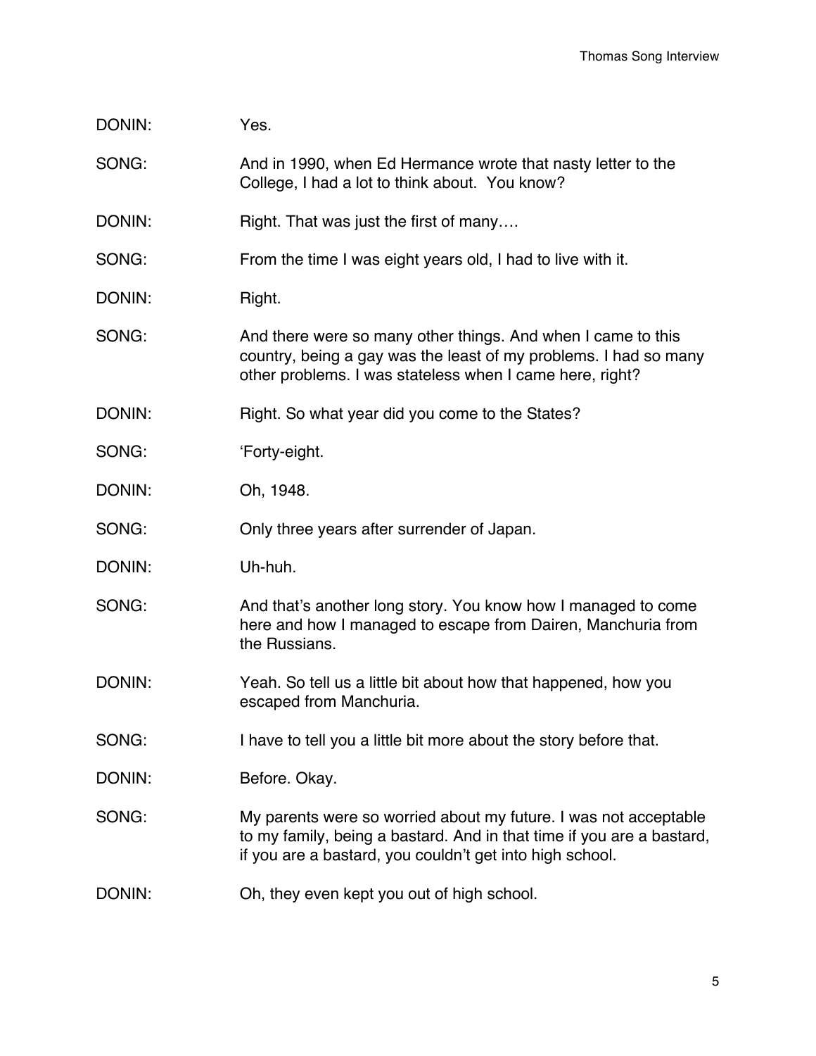DONIN: Yes.

SONG: And in 1990, when Ed Hermance wrote that nasty letter to the College, I had a lot to think about. You know?

DONIN: Right. That was just the first of many….

SONG: From the time I was eight years old, I had to live with it.

DONIN: Right.

SONG: And there were so many other things. And when I came to this country, being a gay was the least of my problems. I had so many other problems. I was stateless when I came here, right?

DONIN: Right. So what year did you come to the States?

SONG: 'Forty-eight.

DONIN: Oh, 1948.

SONG: Only three years after surrender of Japan.

DONIN: Uh-huh.

SONG: And that's another long story. You know how I managed to come here and how I managed to escape from Dairen, Manchuria from the Russians.

DONIN: Yeah. So tell us a little bit about how that happened, how you escaped from Manchuria.

SONG: I have to tell you a little bit more about the story before that.

DONIN: Before. Okay.

SONG: My parents were so worried about my future. I was not acceptable to my family, being a bastard. And in that time if you are a bastard, if you are a bastard, you couldn't get into high school.

DONIN: Oh, they even kept you out of high school.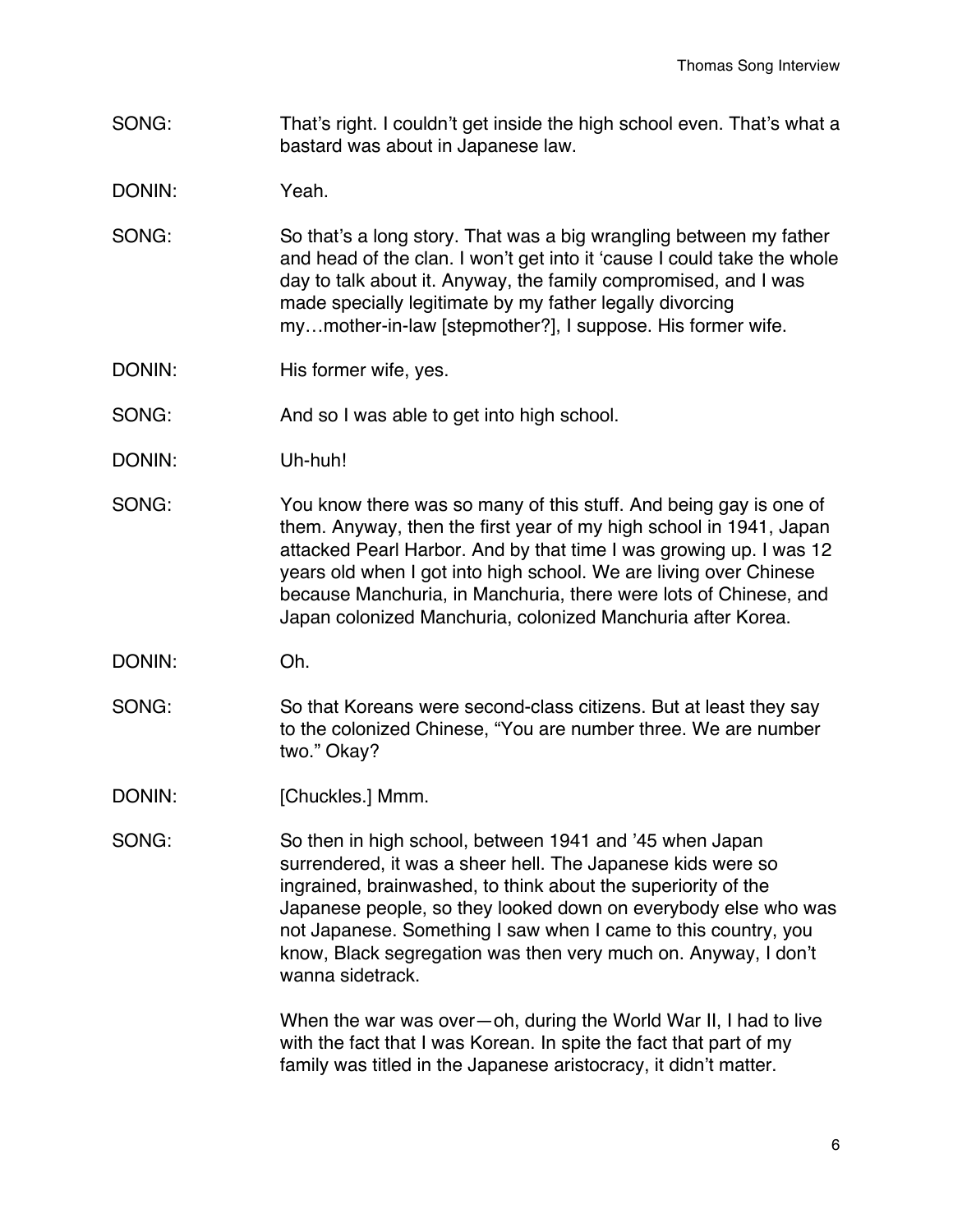SONG: That's right. I couldn't get inside the high school even. That's what a bastard was about in Japanese law.

DONIN: Yeah.

SONG: So that's a long story. That was a big wrangling between my father and head of the clan. I won't get into it 'cause I could take the whole day to talk about it. Anyway, the family compromised, and I was made specially legitimate by my father legally divorcing my…mother-in-law [stepmother?], I suppose. His former wife.

DONIN: His former wife, yes.

SONG: And so I was able to get into high school.

DONIN: Uh-huh!

SONG: You know there was so many of this stuff. And being gay is one of them. Anyway, then the first year of my high school in 1941, Japan attacked Pearl Harbor. And by that time I was growing up. I was 12 years old when I got into high school. We are living over Chinese because Manchuria, in Manchuria, there were lots of Chinese, and Japan colonized Manchuria, colonized Manchuria after Korea.

DONIN: Oh.

SONG: So that Koreans were second-class citizens. But at least they say to the colonized Chinese, "You are number three. We are number two." Okay?

DONIN: [Chuckles.] Mmm.

SONG: So then in high school, between 1941 and '45 when Japan surrendered, it was a sheer hell. The Japanese kids were so ingrained, brainwashed, to think about the superiority of the Japanese people, so they looked down on everybody else who was not Japanese. Something I saw when I came to this country, you know, Black segregation was then very much on. Anyway, I don't wanna sidetrack.

When the war was over—oh, during the World War II, I had to live with the fact that I was Korean. In spite the fact that part of my family was titled in the Japanese aristocracy, it didn't matter.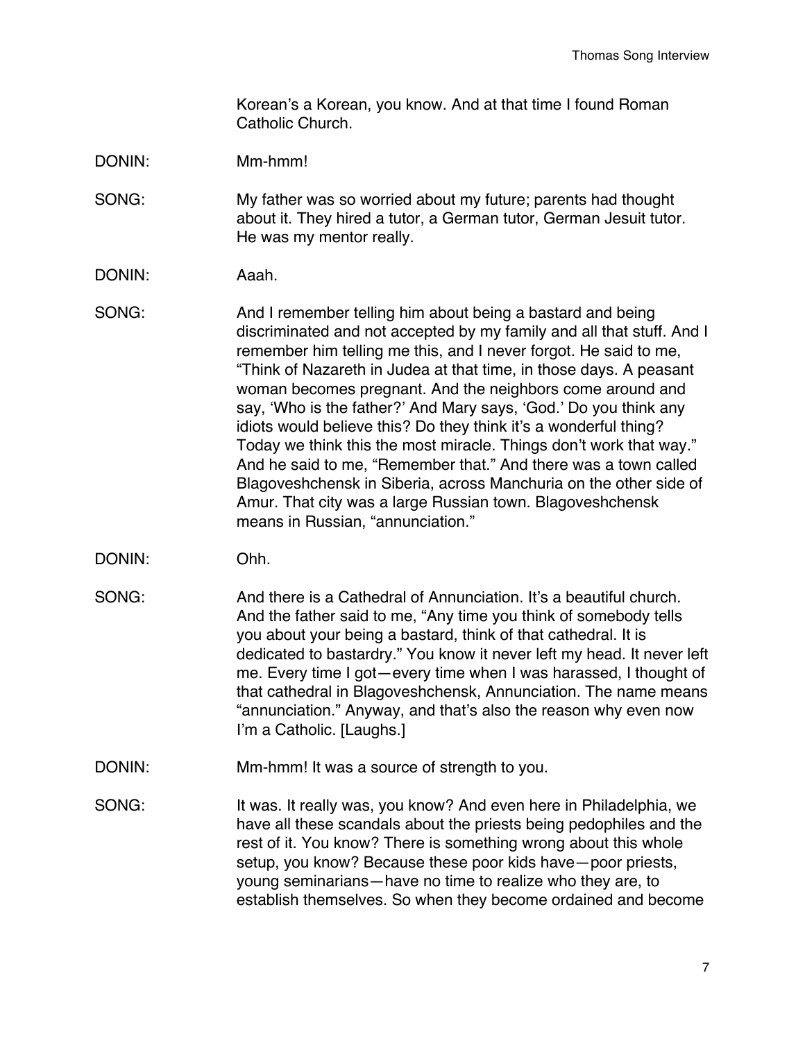Korean's a Korean, you know. And at that time I found Roman Catholic Church.

DONIN: Mm-hmm!

SONG: My father was so worried about my future; parents had thought about it. They hired a tutor, a German tutor, German Jesuit tutor. He was my mentor really.

DONIN: Aaah.

SONG: And I remember telling him about being a bastard and being discriminated and not accepted by my family and all that stuff. And I remember him telling me this, and I never forgot. He said to me, "Think of Nazareth in Judea at that time, in those days. A peasant woman becomes pregnant. And the neighbors come around and say, 'Who is the father?' And Mary says, 'God.' Do you think any idiots would believe this? Do they think it's a wonderful thing? Today we think this the most miracle. Things don't work that way." And he said to me, "Remember that." And there was a town called Blagoveshchensk in Siberia, across Manchuria on the other side of Amur. That city was a large Russian town. Blagoveshchensk means in Russian, "annunciation."

DONIN: Ohh.

SONG: And there is a Cathedral of Annunciation. It's a beautiful church. And the father said to me, "Any time you think of somebody tells you about your being a bastard, think of that cathedral. It is dedicated to bastardry." You know it never left my head. It never left me. Every time I got—every time when I was harassed, I thought of that cathedral in Blagoveshchensk, Annunciation. The name means "annunciation." Anyway, and that's also the reason why even now I'm a Catholic. [Laughs.]

DONIN: Mm-hmm! It was a source of strength to you.

SONG: It was. It really was, you know? And even here in Philadelphia, we have all these scandals about the priests being pedophiles and the rest of it. You know? There is something wrong about this whole setup, you know? Because these poor kids have—poor priests, young seminarians—have no time to realize who they are, to establish themselves. So when they become ordained and become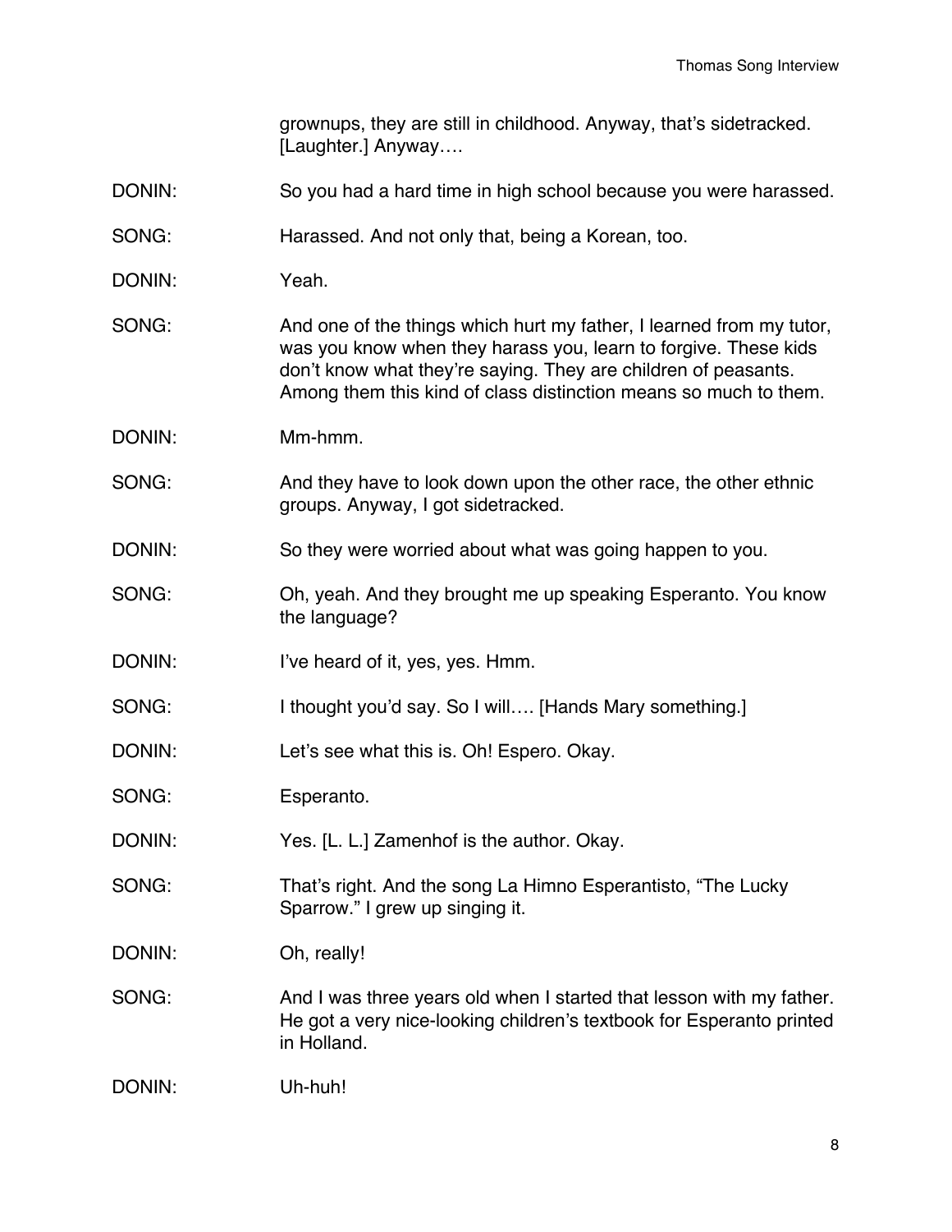grownups, they are still in childhood. Anyway, that's sidetracked. [Laughter.] Anyway….

DONIN: So you had a hard time in high school because you were harassed.

SONG: Harassed. And not only that, being a Korean, too.

DONIN: Yeah.

SONG: And one of the things which hurt my father, I learned from my tutor, was you know when they harass you, learn to forgive. These kids don't know what they're saying. They are children of peasants. Among them this kind of class distinction means so much to them.

DONIN: Mm-hmm.

SONG: And they have to look down upon the other race, the other ethnic groups. Anyway, I got sidetracked.

DONIN: So they were worried about what was going happen to you.

SONG: Oh, yeah. And they brought me up speaking Esperanto. You know the language?

DONIN: I've heard of it, yes, yes. Hmm.

SONG: I thought you'd say. So I will…. [Hands Mary something.]

DONIN: Let's see what this is. Oh! Espero. Okay.

SONG: Esperanto.

DONIN: Yes. [L. L.] Zamenhof is the author. Okay.

SONG: That's right. And the song La Himno Esperantisto, "The Lucky Sparrow." I grew up singing it.

DONIN: Oh, really!

SONG: And I was three years old when I started that lesson with my father. He got a very nice-looking children's textbook for Esperanto printed in Holland.

DONIN: Uh-huh!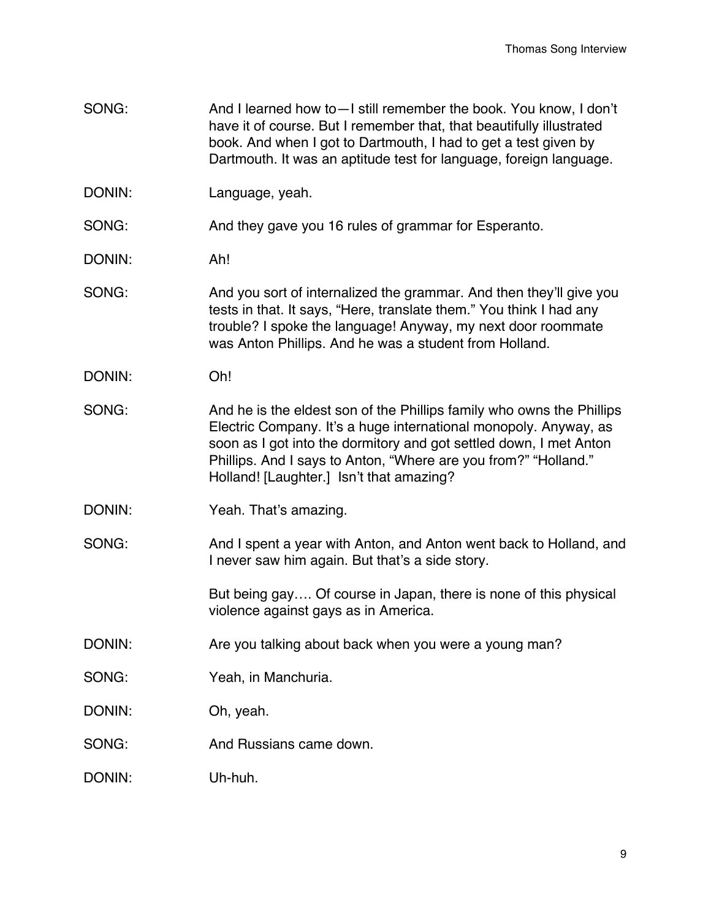SONG: And I learned how to—I still remember the book. You know, I don't have it of course. But I remember that, that beautifully illustrated book. And when I got to Dartmouth, I had to get a test given by Dartmouth. It was an aptitude test for language, foreign language.

DONIN: Language, yeah.

SONG: And they gave you 16 rules of grammar for Esperanto.

DONIN: Ah!

SONG: And you sort of internalized the grammar. And then they'll give you tests in that. It says, "Here, translate them." You think I had any trouble? I spoke the language! Anyway, my next door roommate was Anton Phillips. And he was a student from Holland.

DONIN: Oh!

SONG: And he is the eldest son of the Phillips family who owns the Phillips Electric Company. It's a huge international monopoly. Anyway, as soon as I got into the dormitory and got settled down, I met Anton Phillips. And I says to Anton, "Where are you from?" "Holland." Holland! [Laughter.] Isn't that amazing?

DONIN: Yeah. That's amazing.

SONG: And I spent a year with Anton, and Anton went back to Holland, and I never saw him again. But that's a side story.

But being gay…. Of course in Japan, there is none of this physical violence against gays as in America.

DONIN: Are you talking about back when you were a young man?

SONG: Yeah, in Manchuria.

DONIN: Oh, yeah.

SONG: And Russians came down.

DONIN: Uh-huh.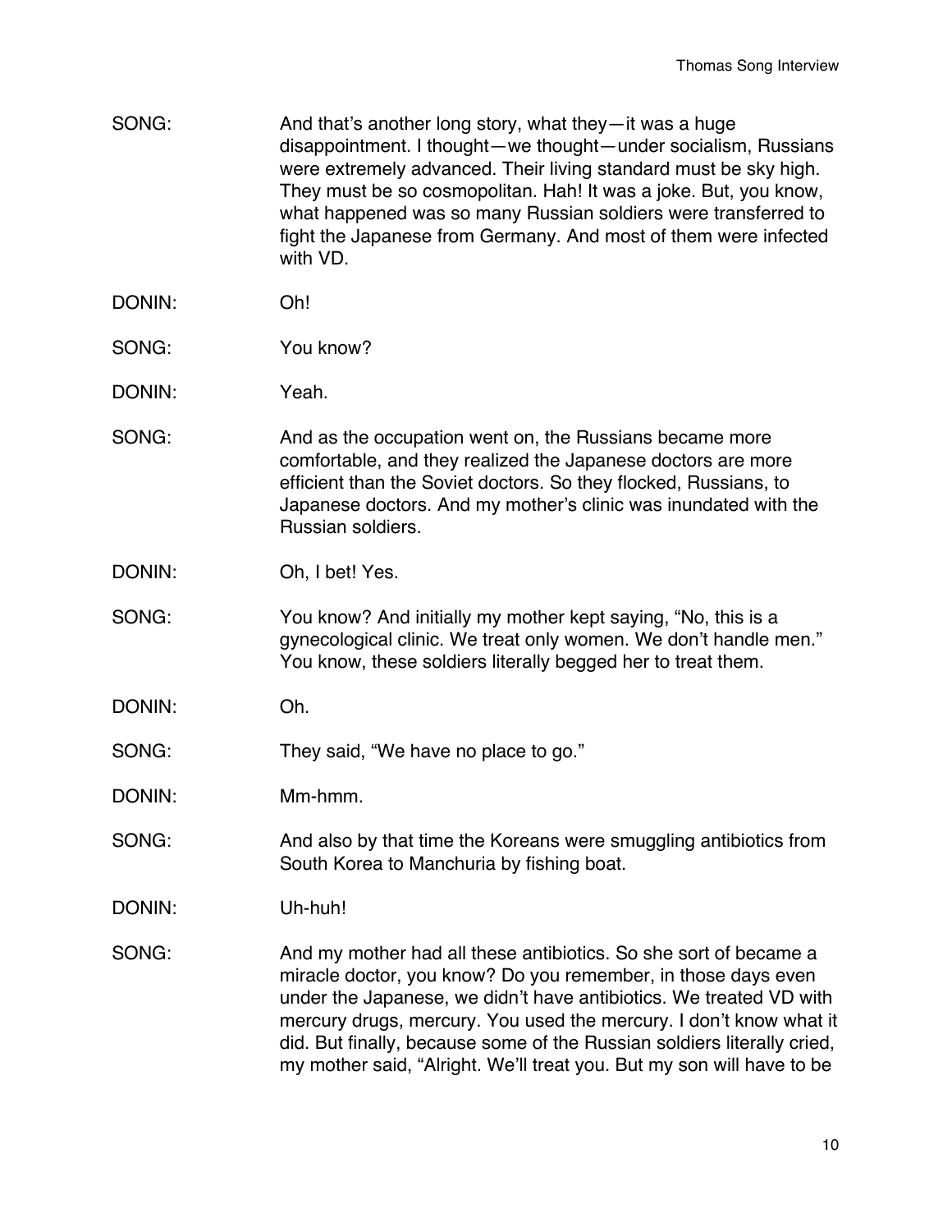SONG: And that's another long story, what they—it was a huge disappointment. I thought—we thought—under socialism, Russians were extremely advanced. Their living standard must be sky high. They must be so cosmopolitan. Hah! It was a joke. But, you know, what happened was so many Russian soldiers were transferred to fight the Japanese from Germany. And most of them were infected with VD.

DONIN: Oh!

SONG: You know?

DONIN: Yeah.

SONG: And as the occupation went on, the Russians became more comfortable, and they realized the Japanese doctors are more efficient than the Soviet doctors. So they flocked, Russians, to Japanese doctors. And my mother's clinic was inundated with the Russian soldiers.

DONIN: Oh, I bet! Yes.

SONG: You know? And initially my mother kept saying, "No, this is a gynecological clinic. We treat only women. We don't handle men." You know, these soldiers literally begged her to treat them.

DONIN: Oh.

SONG: They said, "We have no place to go."

DONIN: Mm-hmm.

SONG: And also by that time the Koreans were smuggling antibiotics from South Korea to Manchuria by fishing boat.

DONIN: Uh-huh!

SONG: And my mother had all these antibiotics. So she sort of became a miracle doctor, you know? Do you remember, in those days even under the Japanese, we didn't have antibiotics. We treated VD with mercury drugs, mercury. You used the mercury. I don't know what it did. But finally, because some of the Russian soldiers literally cried, my mother said, "Alright. We'll treat you. But my son will have to be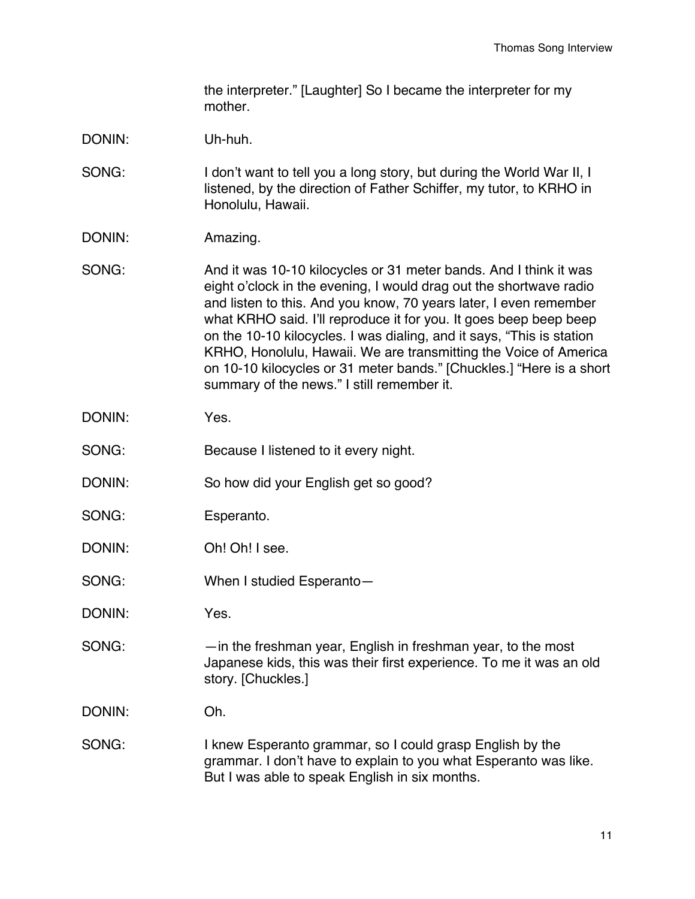the interpreter." [Laughter] So I became the interpreter for my mother.

DONIN: Uh-huh.

SONG: I don't want to tell you a long story, but during the World War II, I listened, by the direction of Father Schiffer, my tutor, to KRHO in Honolulu, Hawaii.

DONIN: Amazing.

SONG: And it was 10-10 kilocycles or 31 meter bands. And I think it was eight o'clock in the evening, I would drag out the shortwave radio and listen to this. And you know, 70 years later, I even remember what KRHO said. I'll reproduce it for you. It goes beep beep beep on the 10-10 kilocycles. I was dialing, and it says, "This is station KRHO, Honolulu, Hawaii. We are transmitting the Voice of America on 10-10 kilocycles or 31 meter bands." [Chuckles.] "Here is a short summary of the news." I still remember it.

DONIN: Yes.

SONG: Because I listened to it every night.

DONIN: So how did your English get so good?

SONG: Esperanto.

DONIN: Oh! Oh! I see.

SONG: When I studied Esperanto—

DONIN: Yes.

SONG: —in the freshman year, English in freshman year, to the most Japanese kids, this was their first experience. To me it was an old story. [Chuckles.]

DONIN: Oh.

SONG: I knew Esperanto grammar, so I could grasp English by the grammar. I don't have to explain to you what Esperanto was like. But I was able to speak English in six months.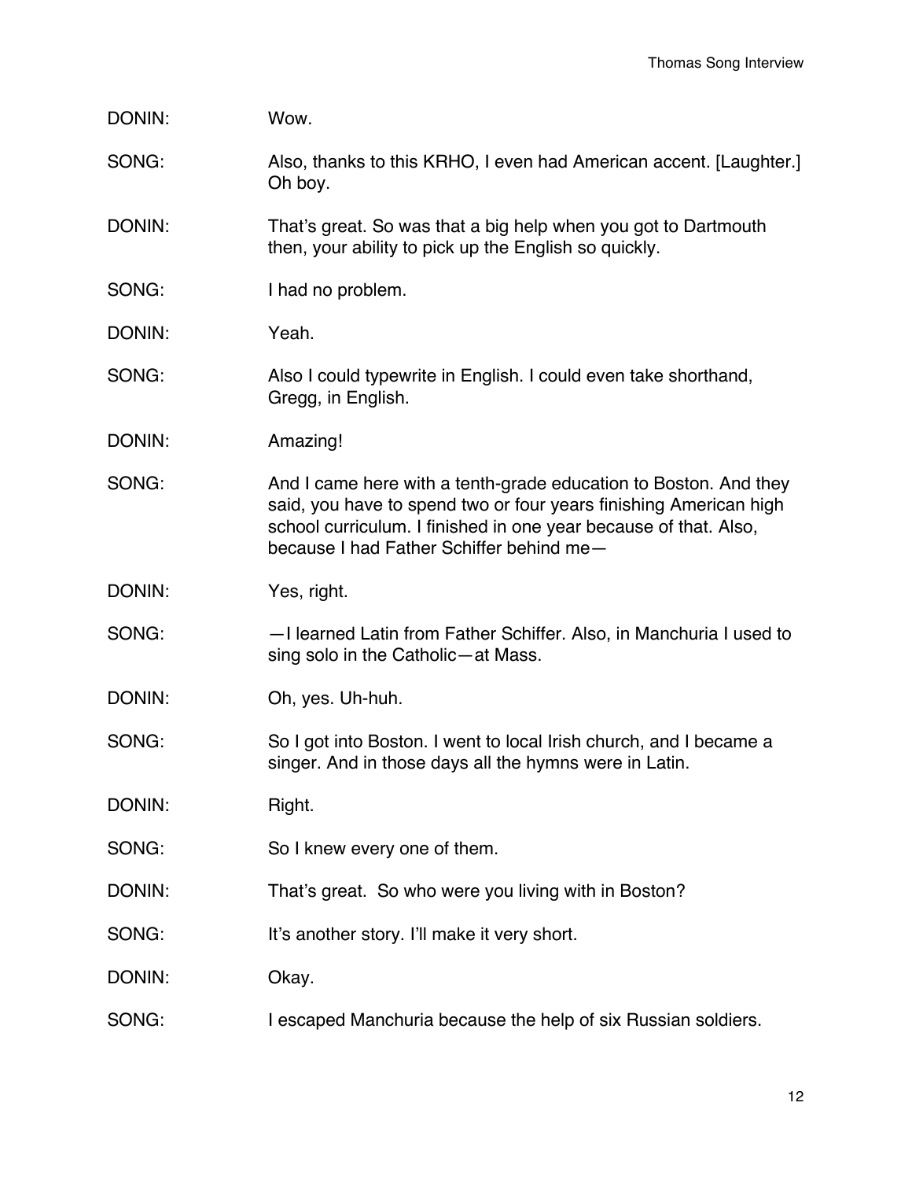DONIN: Wow.

SONG: Also, thanks to this KRHO, I even had American accent. [Laughter.] Oh boy.

DONIN: That's great. So was that a big help when you got to Dartmouth then, your ability to pick up the English so quickly.

SONG: I had no problem.

DONIN: Yeah.

SONG: Also I could typewrite in English. I could even take shorthand, Gregg, in English.

DONIN: Amazing!

SONG: And I came here with a tenth-grade education to Boston. And they said, you have to spend two or four years finishing American high school curriculum. I finished in one year because of that. Also, because I had Father Schiffer behind me—

DONIN: Yes, right.

SONG: —I learned Latin from Father Schiffer. Also, in Manchuria I used to sing solo in the Catholic—at Mass.

DONIN: Oh, yes. Uh-huh.

SONG: So I got into Boston. I went to local Irish church, and I became a singer. And in those days all the hymns were in Latin.

DONIN: Right.

SONG: So I knew every one of them.

DONIN: That's great. So who were you living with in Boston?

SONG: It's another story. I'll make it very short.

DONIN: Okay.

SONG: I escaped Manchuria because the help of six Russian soldiers.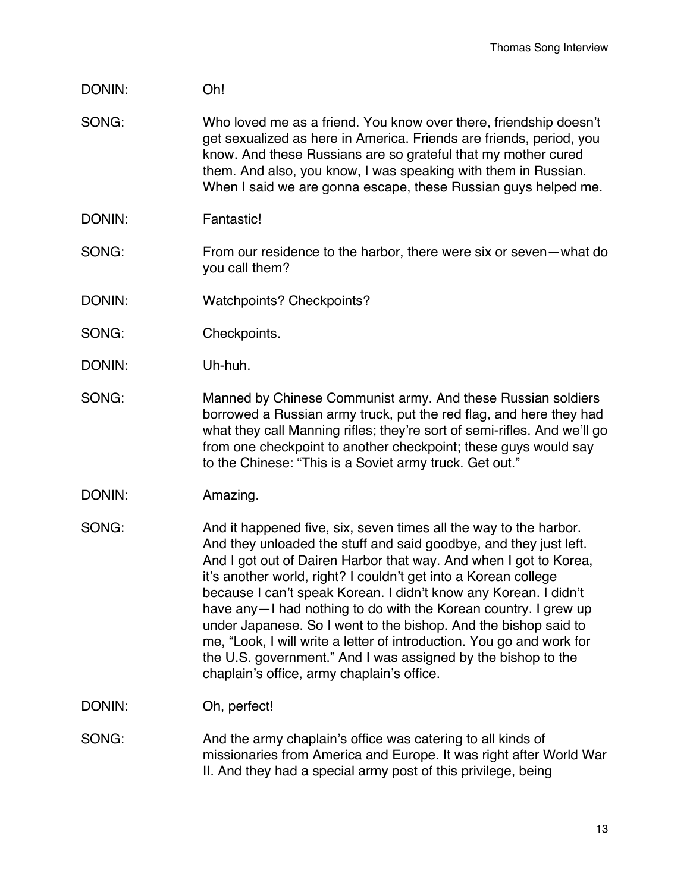DONIN: Oh!

SONG: Who loved me as a friend. You know over there, friendship doesn't get sexualized as here in America. Friends are friends, period, you know. And these Russians are so grateful that my mother cured them. And also, you know, I was speaking with them in Russian. When I said we are gonna escape, these Russian guys helped me.

DONIN: Fantastic!

SONG: From our residence to the harbor, there were six or seven—what do you call them?

DONIN: Watchpoints? Checkpoints?

SONG: Checkpoints.

DONIN: Uh-huh.

SONG: Manned by Chinese Communist army. And these Russian soldiers borrowed a Russian army truck, put the red flag, and here they had what they call Manning rifles; they're sort of semi-rifles. And we'll go from one checkpoint to another checkpoint; these guys would say to the Chinese: "This is a Soviet army truck. Get out."

DONIN: Amazing.

SONG: And it happened five, six, seven times all the way to the harbor. And they unloaded the stuff and said goodbye, and they just left. And I got out of Dairen Harbor that way. And when I got to Korea, it's another world, right? I couldn't get into a Korean college because I can't speak Korean. I didn't know any Korean. I didn't have any—I had nothing to do with the Korean country. I grew up under Japanese. So I went to the bishop. And the bishop said to me, "Look, I will write a letter of introduction. You go and work for the U.S. government." And I was assigned by the bishop to the chaplain's office, army chaplain's office.

DONIN: Oh, perfect!

SONG: And the army chaplain's office was catering to all kinds of missionaries from America and Europe. It was right after World War II. And they had a special army post of this privilege, being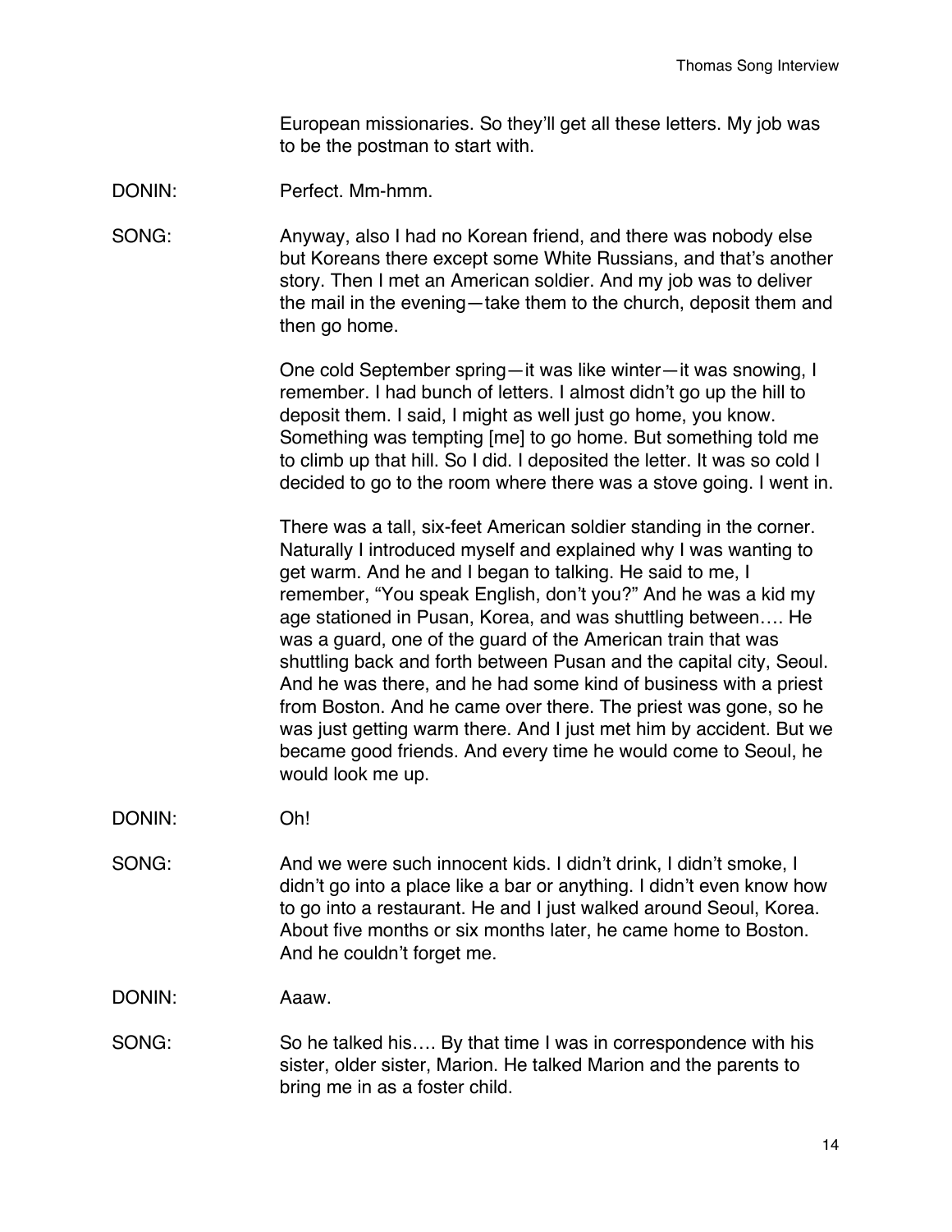European missionaries. So they'll get all these letters. My job was to be the postman to start with.

DONIN: Perfect. Mm-hmm.

SONG: Anyway, also I had no Korean friend, and there was nobody else but Koreans there except some White Russians, and that's another story. Then I met an American soldier. And my job was to deliver the mail in the evening—take them to the church, deposit them and then go home.

One cold September spring—it was like winter—it was snowing, I remember. I had bunch of letters. I almost didn't go up the hill to deposit them. I said, I might as well just go home, you know. Something was tempting [me] to go home. But something told me to climb up that hill. So I did. I deposited the letter. It was so cold I decided to go to the room where there was a stove going. I went in.

There was a tall, six-feet American soldier standing in the corner. Naturally I introduced myself and explained why I was wanting to get warm. And he and I began to talking. He said to me, I remember, "You speak English, don't you?" And he was a kid my age stationed in Pusan, Korea, and was shuttling between…. He was a guard, one of the guard of the American train that was shuttling back and forth between Pusan and the capital city, Seoul. And he was there, and he had some kind of business with a priest from Boston. And he came over there. The priest was gone, so he was just getting warm there. And I just met him by accident. But we became good friends. And every time he would come to Seoul, he would look me up.

DONIN: Oh!

SONG: And we were such innocent kids. I didn't drink, I didn't smoke, I didn't go into a place like a bar or anything. I didn't even know how to go into a restaurant. He and I just walked around Seoul, Korea. About five months or six months later, he came home to Boston. And he couldn't forget me.

DONIN: Aaaw.

SONG: So he talked his…. By that time I was in correspondence with his sister, older sister, Marion. He talked Marion and the parents to bring me in as a foster child.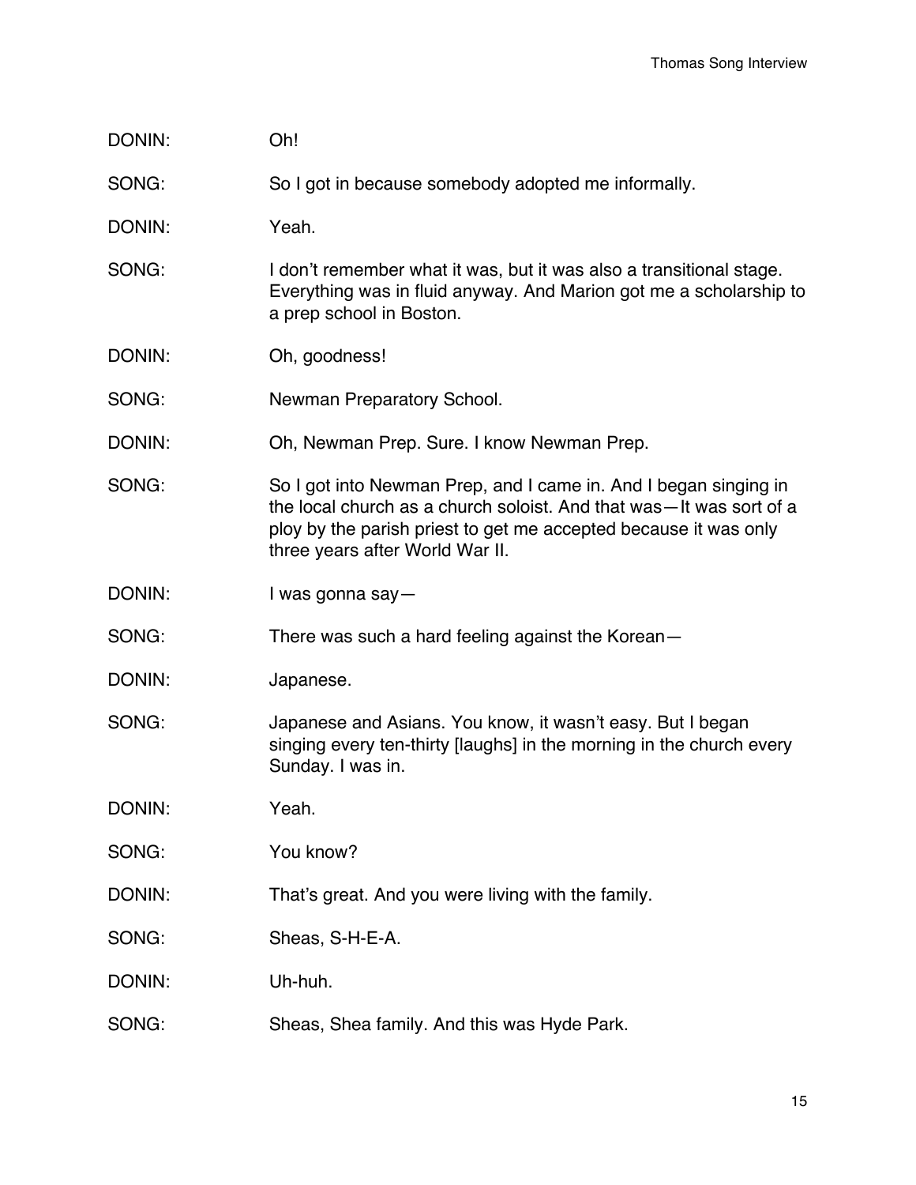DONIN: Oh!

SONG: So I got in because somebody adopted me informally.

DONIN: Yeah.

SONG: I don't remember what it was, but it was also a transitional stage. Everything was in fluid anyway. And Marion got me a scholarship to a prep school in Boston.

DONIN: Oh, goodness!

SONG: Newman Preparatory School.

DONIN: Oh, Newman Prep. Sure. I know Newman Prep.

SONG: So I got into Newman Prep, and I came in. And I began singing in the local church as a church soloist. And that was—It was sort of a ploy by the parish priest to get me accepted because it was only three years after World War II.

DONIN: I was gonna say—

SONG: There was such a hard feeling against the Korean—

DONIN: Japanese.

SONG: Japanese and Asians. You know, it wasn't easy. But I began singing every ten-thirty [laughs] in the morning in the church every Sunday. I was in.

DONIN: Yeah.

SONG: You know?

DONIN: That's great. And you were living with the family.

SONG: Sheas, S-H-E-A.

DONIN: Uh-huh.

SONG: Sheas, Shea family. And this was Hyde Park.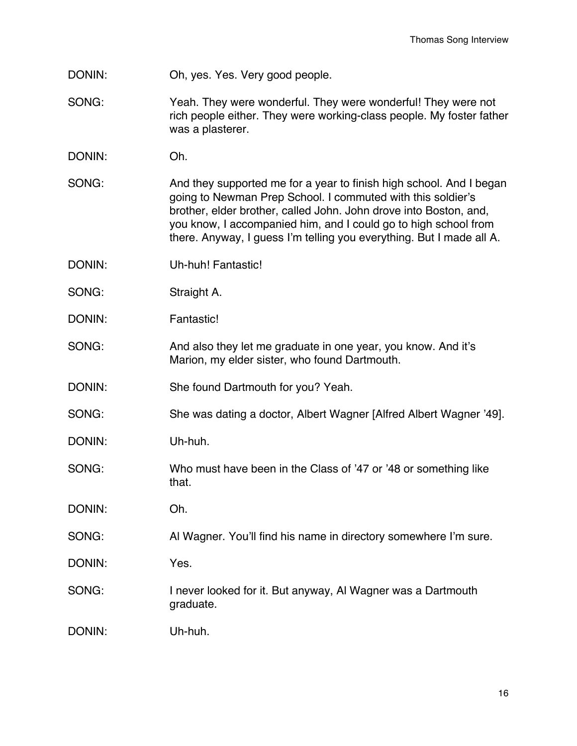DONIN: Oh, yes. Yes. Very good people.

SONG: Yeah. They were wonderful. They were wonderful! They were not rich people either. They were working-class people. My foster father was a plasterer.

DONIN: Oh.

SONG: And they supported me for a year to finish high school. And I began going to Newman Prep School. I commuted with this soldier's brother, elder brother, called John. John drove into Boston, and, you know, I accompanied him, and I could go to high school from there. Anyway, I guess I'm telling you everything. But I made all A.

DONIN: Uh-huh! Fantastic!

SONG: Straight A.

DONIN: Fantastic!

SONG: And also they let me graduate in one year, you know. And it's Marion, my elder sister, who found Dartmouth.

DONIN: She found Dartmouth for you? Yeah.

SONG: She was dating a doctor, Albert Wagner [Alfred Albert Wagner '49].

DONIN: Uh-huh.

SONG: Who must have been in the Class of '47 or '48 or something like that.

DONIN: Oh.

SONG: Al Wagner. You'll find his name in directory somewhere I'm sure.

DONIN: Yes.

SONG: I never looked for it. But anyway, Al Wagner was a Dartmouth graduate.

DONIN: Uh-huh.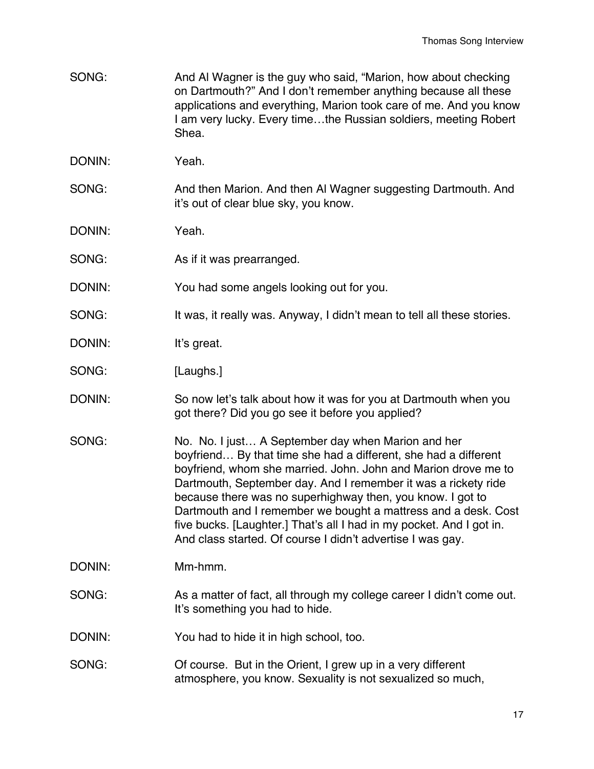SONG: And Al Wagner is the guy who said, "Marion, how about checking on Dartmouth?" And I don't remember anything because all these applications and everything, Marion took care of me. And you know I am very lucky. Every time…the Russian soldiers, meeting Robert Shea.

DONIN: Yeah.

SONG: And then Marion. And then Al Wagner suggesting Dartmouth. And it's out of clear blue sky, you know.

DONIN: Yeah.

SONG: As if it was prearranged.

DONIN: You had some angels looking out for you.

SONG: It was, it really was. Anyway, I didn't mean to tell all these stories.

DONIN: It's great.

SONG: [Laughs.]

DONIN: So now let's talk about how it was for you at Dartmouth when you got there? Did you go see it before you applied?

SONG: No. No. I just… A September day when Marion and her boyfriend… By that time she had a different, she had a different boyfriend, whom she married. John. John and Marion drove me to Dartmouth, September day. And I remember it was a rickety ride because there was no superhighway then, you know. I got to Dartmouth and I remember we bought a mattress and a desk. Cost five bucks. [Laughter.] That's all I had in my pocket. And I got in. And class started. Of course I didn't advertise I was gay.

DONIN: Mm-hmm.

SONG: As a matter of fact, all through my college career I didn't come out. It's something you had to hide.

DONIN: You had to hide it in high school, too.

SONG: Of course. But in the Orient, I grew up in a very different atmosphere, you know. Sexuality is not sexualized so much,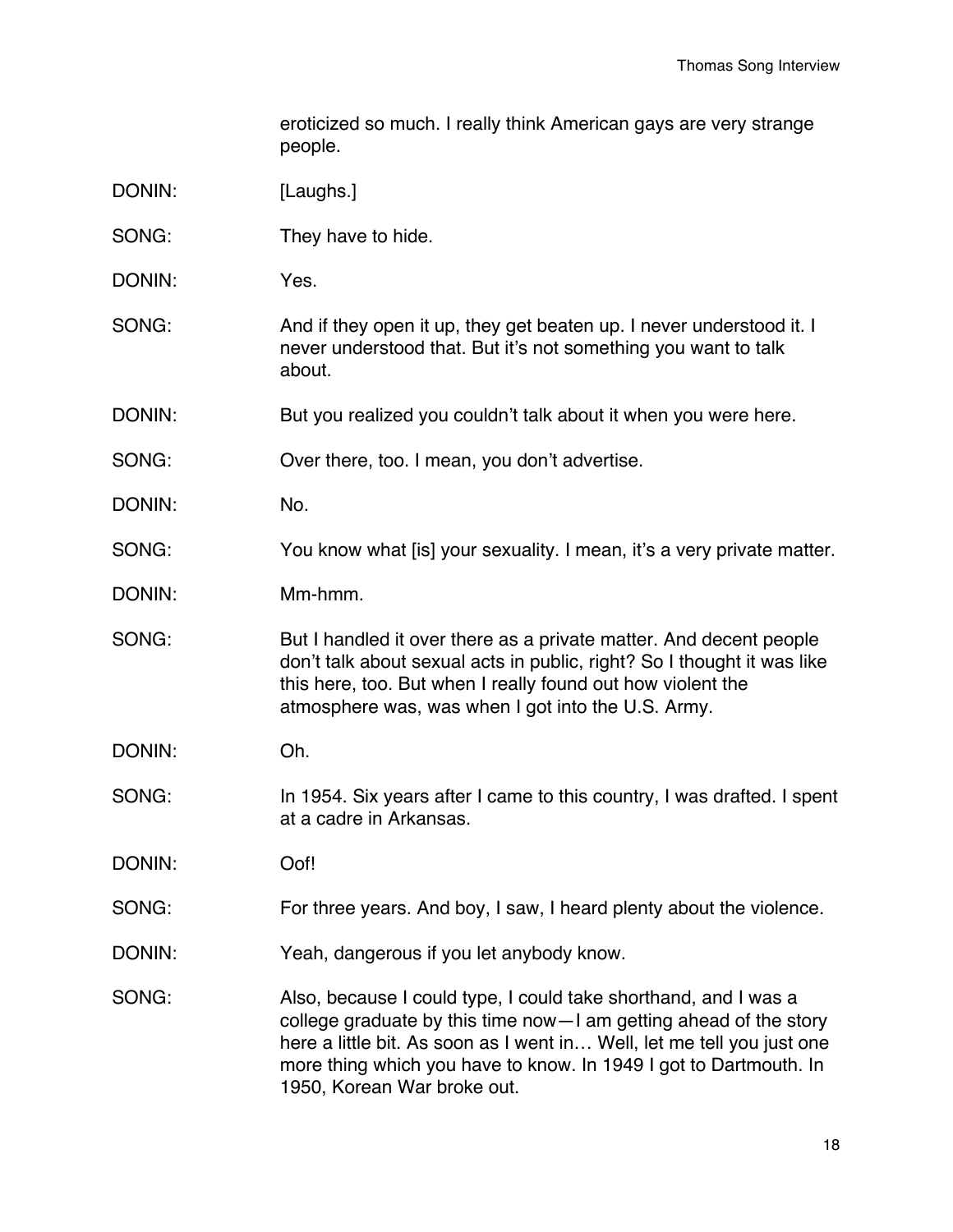eroticized so much. I really think American gays are very strange people.

DONIN: [Laughs.]

SONG: They have to hide.

DONIN: Yes.

SONG: And if they open it up, they get beaten up. I never understood it. I never understood that. But it's not something you want to talk about.

DONIN: But you realized you couldn't talk about it when you were here.

SONG: Over there, too. I mean, you don't advertise.

DONIN: No.

SONG: You know what [is] your sexuality. I mean, it's a very private matter.

DONIN: Mm-hmm.

SONG: But I handled it over there as a private matter. And decent people don't talk about sexual acts in public, right? So I thought it was like this here, too. But when I really found out how violent the atmosphere was, was when I got into the U.S. Army.

DONIN: Oh.

SONG: In 1954. Six years after I came to this country, I was drafted. I spent at a cadre in Arkansas.

DONIN: Oof!

SONG: For three years. And boy, I saw, I heard plenty about the violence.

DONIN: Yeah, dangerous if you let anybody know.

SONG: Also, because I could type, I could take shorthand, and I was a college graduate by this time now—I am getting ahead of the story here a little bit. As soon as I went in… Well, let me tell you just one more thing which you have to know. In 1949 I got to Dartmouth. In 1950, Korean War broke out.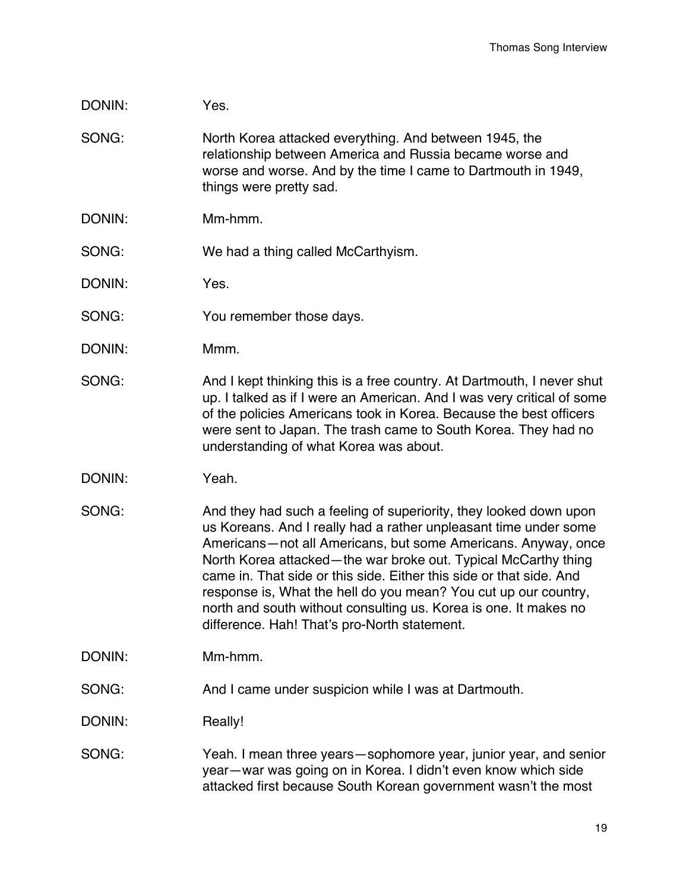DONIN: Yes.

SONG: North Korea attacked everything. And between 1945, the relationship between America and Russia became worse and worse and worse. And by the time I came to Dartmouth in 1949, things were pretty sad.

DONIN: Mm-hmm.

SONG: We had a thing called McCarthyism.

DONIN: Yes.

SONG: You remember those days.

DONIN: Mmm.

SONG: And I kept thinking this is a free country. At Dartmouth, I never shut up. I talked as if I were an American. And I was very critical of some of the policies Americans took in Korea. Because the best officers were sent to Japan. The trash came to South Korea. They had no understanding of what Korea was about.

DONIN: Yeah.

SONG: And they had such a feeling of superiority, they looked down upon us Koreans. And I really had a rather unpleasant time under some Americans—not all Americans, but some Americans. Anyway, once North Korea attacked—the war broke out. Typical McCarthy thing came in. That side or this side. Either this side or that side. And response is, What the hell do you mean? You cut up our country, north and south without consulting us. Korea is one. It makes no difference. Hah! That's pro-North statement.

DONIN: Mm-hmm.

SONG: And I came under suspicion while I was at Dartmouth.

DONIN: Really!

SONG: Yeah. I mean three years—sophomore year, junior year, and senior year—war was going on in Korea. I didn't even know which side attacked first because South Korean government wasn't the most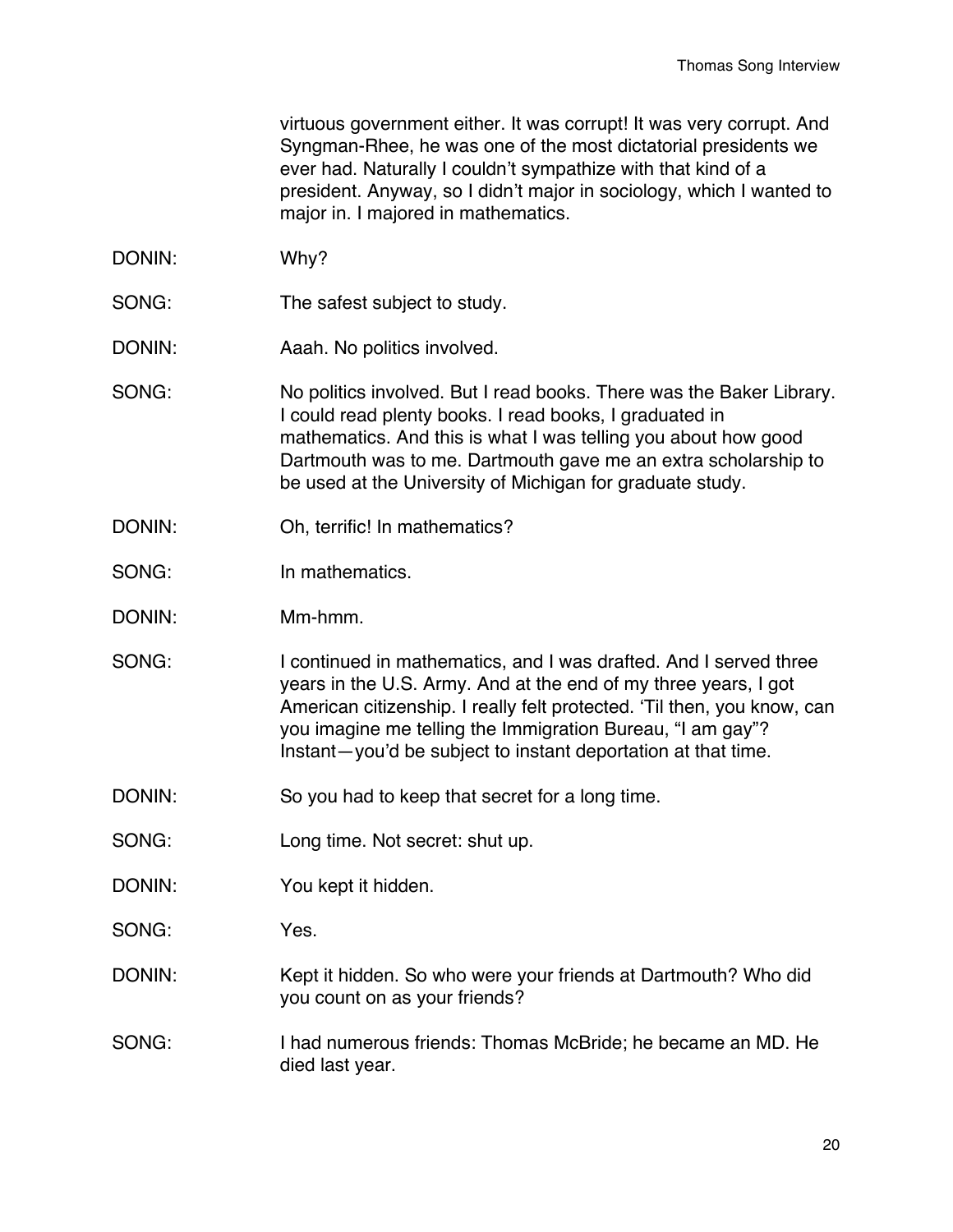virtuous government either. It was corrupt! It was very corrupt. And Syngman-Rhee, he was one of the most dictatorial presidents we ever had. Naturally I couldn't sympathize with that kind of a president. Anyway, so I didn't major in sociology, which I wanted to major in. I majored in mathematics.

DONIN: Why?

SONG: The safest subject to study.

DONIN: Aaah. No politics involved.

SONG: No politics involved. But I read books. There was the Baker Library. I could read plenty books. I read books, I graduated in mathematics. And this is what I was telling you about how good Dartmouth was to me. Dartmouth gave me an extra scholarship to be used at the University of Michigan for graduate study.

DONIN: Oh, terrific! In mathematics?

SONG: In mathematics.

DONIN: Mm-hmm.

SONG: I continued in mathematics, and I was drafted. And I served three years in the U.S. Army. And at the end of my three years, I got American citizenship. I really felt protected. 'Til then, you know, can you imagine me telling the Immigration Bureau, "I am gay"? Instant—you'd be subject to instant deportation at that time.

DONIN: So you had to keep that secret for a long time.

SONG: Long time. Not secret: shut up.

DONIN: You kept it hidden.

SONG: Yes.

DONIN: Kept it hidden. So who were your friends at Dartmouth? Who did you count on as your friends?

SONG: I had numerous friends: Thomas McBride; he became an MD. He died last year.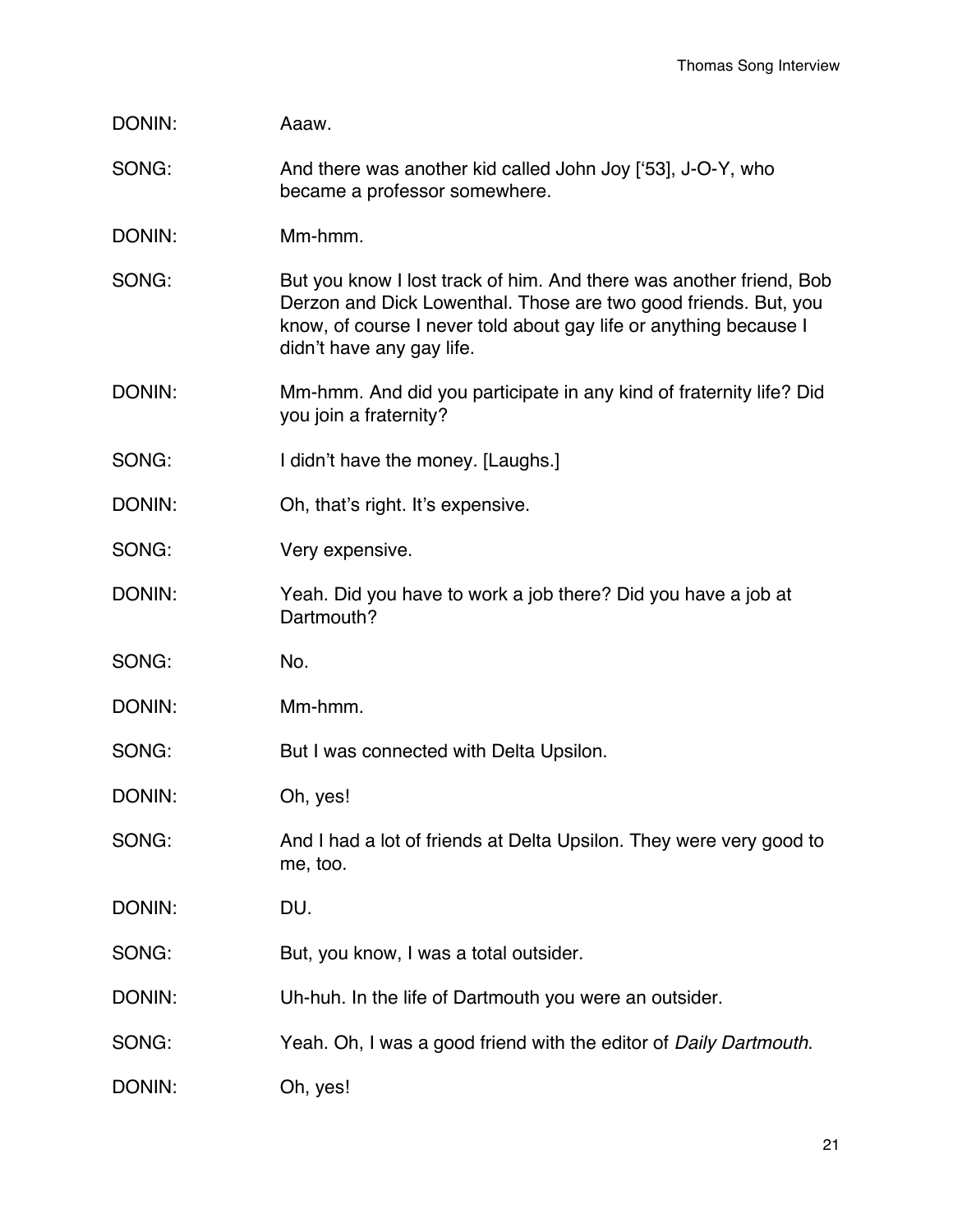DONIN: Aaaw.

SONG: And there was another kid called John Joy ['53], J-O-Y, who became a professor somewhere.

DONIN: Mm-hmm.

SONG: But you know I lost track of him. And there was another friend, Bob Derzon and Dick Lowenthal. Those are two good friends. But, you know, of course I never told about gay life or anything because I didn't have any gay life.

DONIN: Mm-hmm. And did you participate in any kind of fraternity life? Did you join a fraternity?

SONG: I didn't have the money. [Laughs.]

DONIN: Oh, that's right. It's expensive.

SONG: Very expensive.

DONIN: Yeah. Did you have to work a job there? Did you have a job at Dartmouth?

SONG: No.

DONIN: Mm-hmm.

SONG: But I was connected with Delta Upsilon.

DONIN: Oh, yes!

SONG: And I had a lot of friends at Delta Upsilon. They were very good to me, too.

DONIN: DU.

SONG: But, you know, I was a total outsider.

DONIN: Uh-huh. In the life of Dartmouth you were an outsider.

SONG: Yeah. Oh, I was a good friend with the editor of *Daily Dartmouth*.

DONIN: Oh, yes!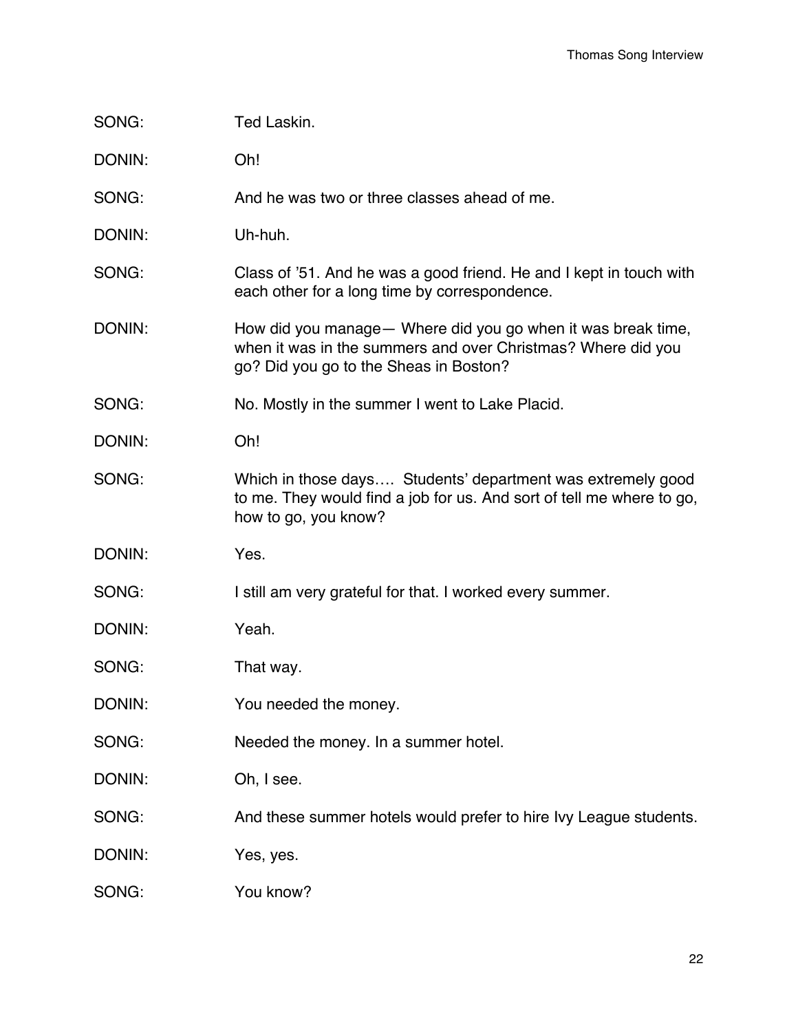SONG: Ted Laskin.

DONIN: Oh!

SONG: And he was two or three classes ahead of me.

DONIN: Uh-huh.

SONG: Class of '51. And he was a good friend. He and I kept in touch with each other for a long time by correspondence.

DONIN: How did you manage— Where did you go when it was break time, when it was in the summers and over Christmas? Where did you go? Did you go to the Sheas in Boston?

SONG: No. Mostly in the summer I went to Lake Placid.

DONIN: Oh!

SONG: Which in those days…. Students' department was extremely good to me. They would find a job for us. And sort of tell me where to go, how to go, you know?

DONIN: Yes.

SONG: I still am very grateful for that. I worked every summer.

DONIN: Yeah.

SONG: That way.

DONIN: You needed the money.

SONG: Needed the money. In a summer hotel.

DONIN: Oh, I see.

SONG: And these summer hotels would prefer to hire Ivy League students.

DONIN: Yes, yes.

SONG: You know?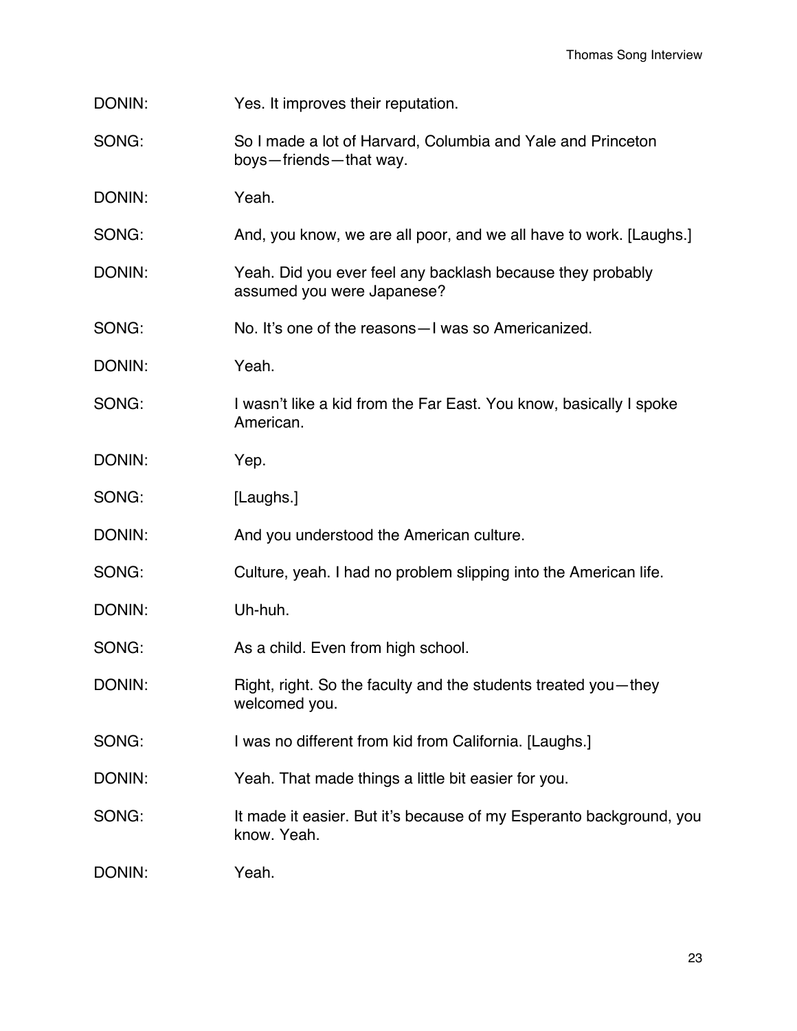DONIN: Yes. It improves their reputation.

SONG: So I made a lot of Harvard, Columbia and Yale and Princeton boys—friends—that way.

DONIN: Yeah.

SONG: And, you know, we are all poor, and we all have to work. [Laughs.]

DONIN: Yeah. Did you ever feel any backlash because they probably assumed you were Japanese?

SONG: No. It's one of the reasons—I was so Americanized.

DONIN: Yeah.

SONG: I wasn't like a kid from the Far East. You know, basically I spoke American.

DONIN: Yep.

SONG: [Laughs.]

DONIN: And you understood the American culture.

SONG: Culture, yeah. I had no problem slipping into the American life.

DONIN: Uh-huh.

SONG: As a child. Even from high school.

DONIN: Right, right. So the faculty and the students treated you—they welcomed you.

SONG: I was no different from kid from California. [Laughs.]

DONIN: Yeah. That made things a little bit easier for you.

SONG: It made it easier. But it's because of my Esperanto background, you know. Yeah.

DONIN: Yeah.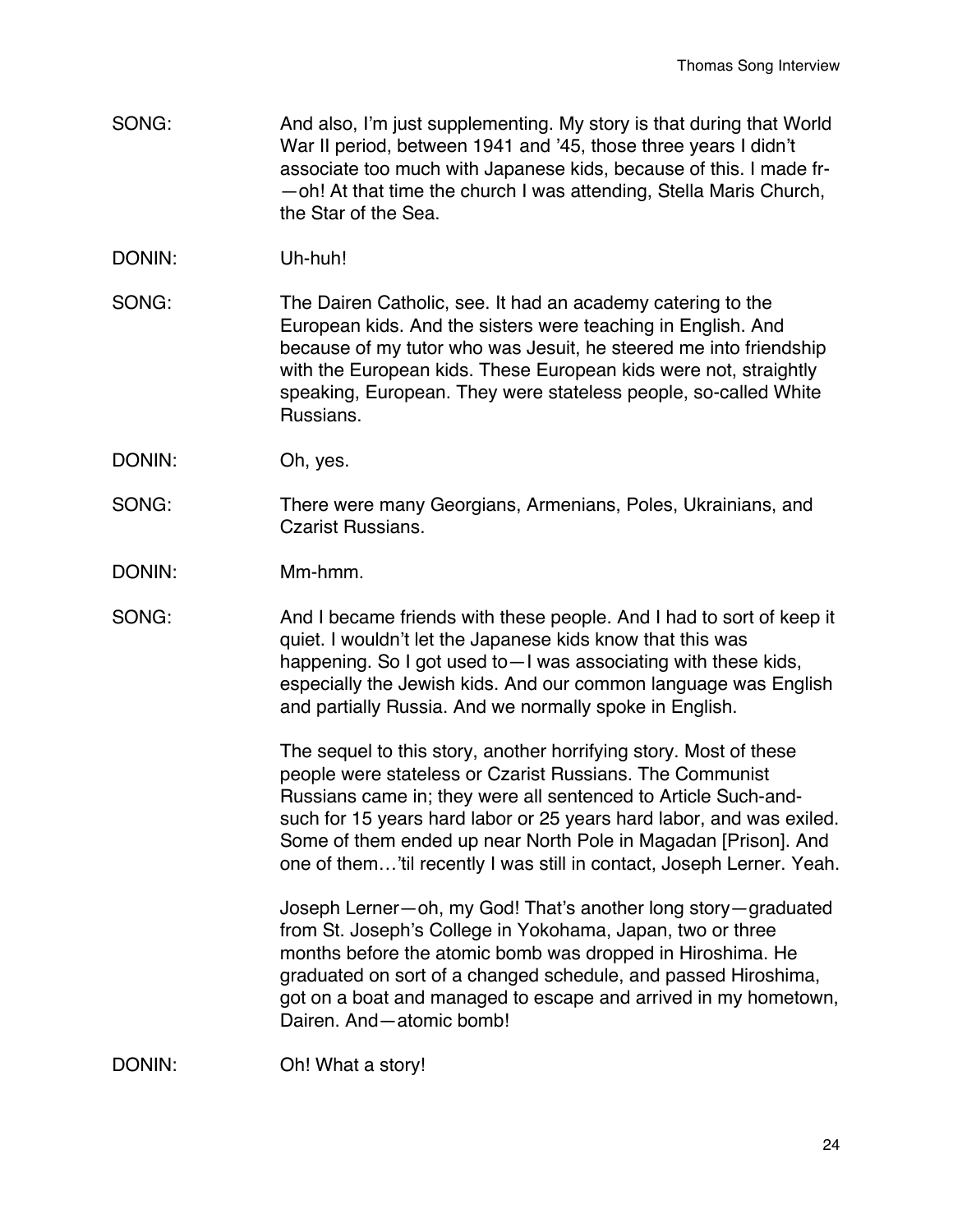SONG: And also, I'm just supplementing. My story is that during that World War II period, between 1941 and '45, those three years I didn't associate too much with Japanese kids, because of this. I made fr-—oh! At that time the church I was attending, Stella Maris Church, the Star of the Sea.

DONIN: Uh-huh!

SONG: The Dairen Catholic, see. It had an academy catering to the European kids. And the sisters were teaching in English. And because of my tutor who was Jesuit, he steered me into friendship with the European kids. These European kids were not, straightly speaking, European. They were stateless people, so-called White Russians.

DONIN: Oh, yes.

SONG: There were many Georgians, Armenians, Poles, Ukrainians, and Czarist Russians.

DONIN: Mm-hmm.

SONG: And I became friends with these people. And I had to sort of keep it quiet. I wouldn't let the Japanese kids know that this was happening. So I got used to—I was associating with these kids, especially the Jewish kids. And our common language was English and partially Russia. And we normally spoke in English.

The sequel to this story, another horrifying story. Most of these people were stateless or Czarist Russians. The Communist Russians came in; they were all sentenced to Article Such-and-such for 15 years hard labor or 25 years hard labor, and was exiled. Some of them ended up near North Pole in Magadan [Prison]. And one of them…'til recently I was still in contact, Joseph Lerner. Yeah.

Joseph Lerner—oh, my God! That's another long story—graduated from St. Joseph's College in Yokohama, Japan, two or three months before the atomic bomb was dropped in Hiroshima. He graduated on sort of a changed schedule, and passed Hiroshima, got on a boat and managed to escape and arrived in my hometown, Dairen. And—atomic bomb!

DONIN: Oh! What a story!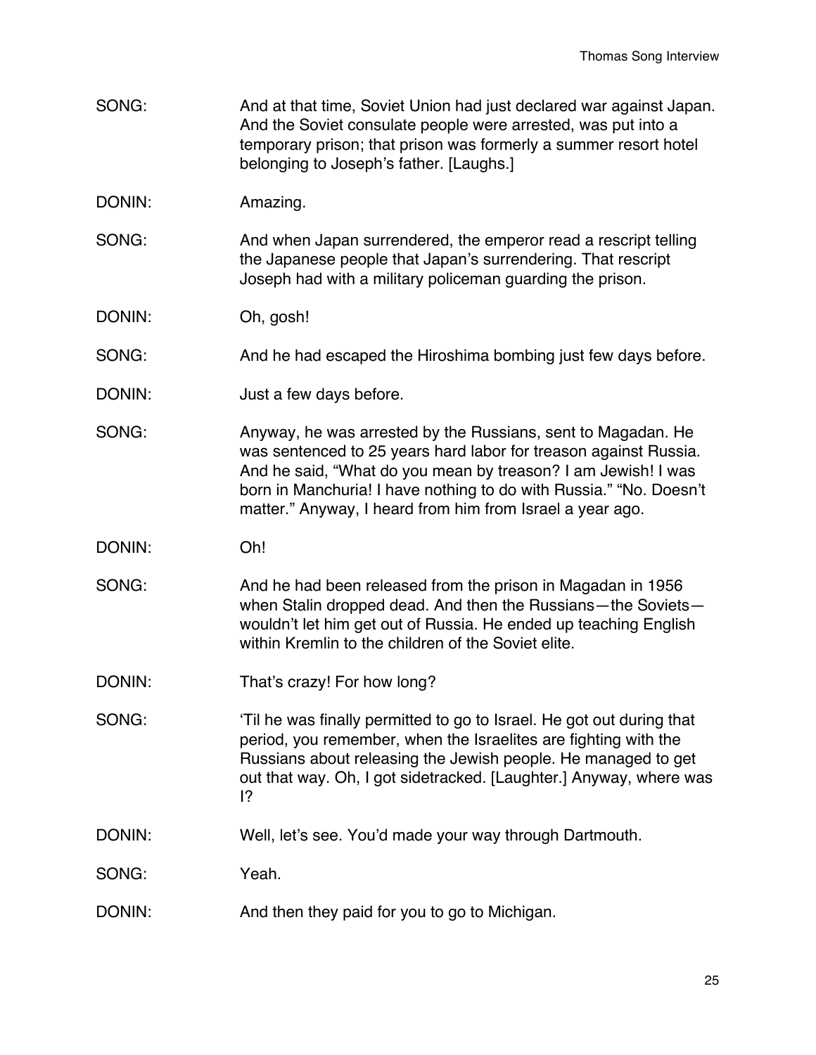SONG: And at that time, Soviet Union had just declared war against Japan. And the Soviet consulate people were arrested, was put into a temporary prison; that prison was formerly a summer resort hotel belonging to Joseph's father. [Laughs.]

DONIN: Amazing.

SONG: And when Japan surrendered, the emperor read a rescript telling the Japanese people that Japan's surrendering. That rescript Joseph had with a military policeman guarding the prison.

DONIN: Oh, gosh!

SONG: And he had escaped the Hiroshima bombing just few days before.

DONIN: Just a few days before.

SONG: Anyway, he was arrested by the Russians, sent to Magadan. He was sentenced to 25 years hard labor for treason against Russia. And he said, "What do you mean by treason? I am Jewish! I was born in Manchuria! I have nothing to do with Russia." "No. Doesn't matter." Anyway, I heard from him from Israel a year ago.

DONIN: Oh!

SONG: And he had been released from the prison in Magadan in 1956 when Stalin dropped dead. And then the Russians—the Soviets—wouldn't let him get out of Russia. He ended up teaching English within Kremlin to the children of the Soviet elite.

DONIN: That's crazy! For how long?

SONG: 'Til he was finally permitted to go to Israel. He got out during that period, you remember, when the Israelites are fighting with the Russians about releasing the Jewish people. He managed to get out that way. Oh, I got sidetracked. [Laughter.] Anyway, where was I?

DONIN: Well, let's see. You'd made your way through Dartmouth.

SONG: Yeah.

DONIN: And then they paid for you to go to Michigan.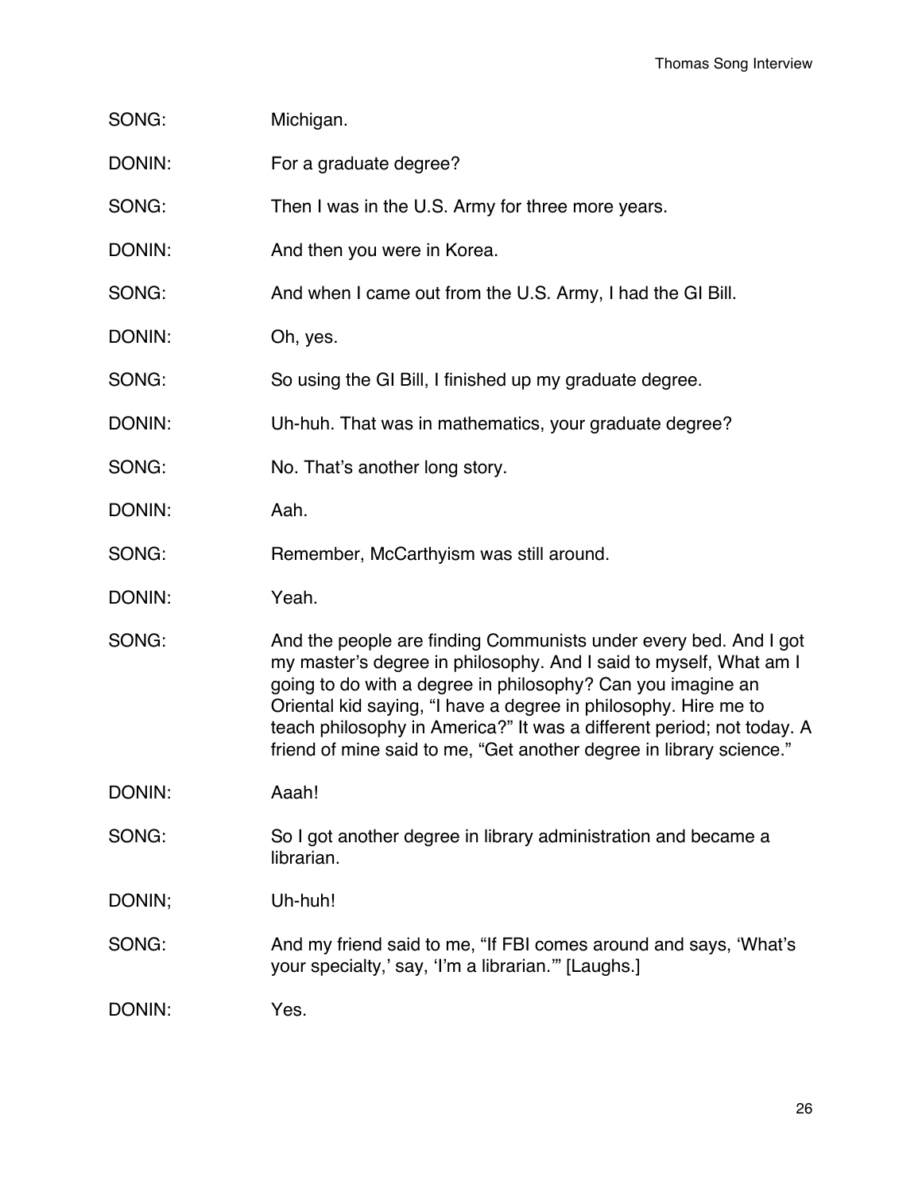SONG: Michigan.

DONIN: For a graduate degree?

SONG: Then I was in the U.S. Army for three more years.

DONIN: And then you were in Korea.

SONG: And when I came out from the U.S. Army, I had the GI Bill.

DONIN: Oh, yes.

SONG: So using the GI Bill, I finished up my graduate degree.

DONIN: Uh-huh. That was in mathematics, your graduate degree?

SONG: No. That's another long story.

DONIN: Aah.

SONG: Remember, McCarthyism was still around.

DONIN: Yeah.

SONG: And the people are finding Communists under every bed. And I got my master's degree in philosophy. And I said to myself, What am I going to do with a degree in philosophy? Can you imagine an Oriental kid saying, "I have a degree in philosophy. Hire me to teach philosophy in America?" It was a different period; not today. A friend of mine said to me, "Get another degree in library science."

DONIN: Aaah!

SONG: So I got another degree in library administration and became a librarian.

DONIN; Uh-huh!

SONG: And my friend said to me, "If FBI comes around and says, 'What's your specialty,' say, 'I'm a librarian.'" [Laughs.]

DONIN: Yes.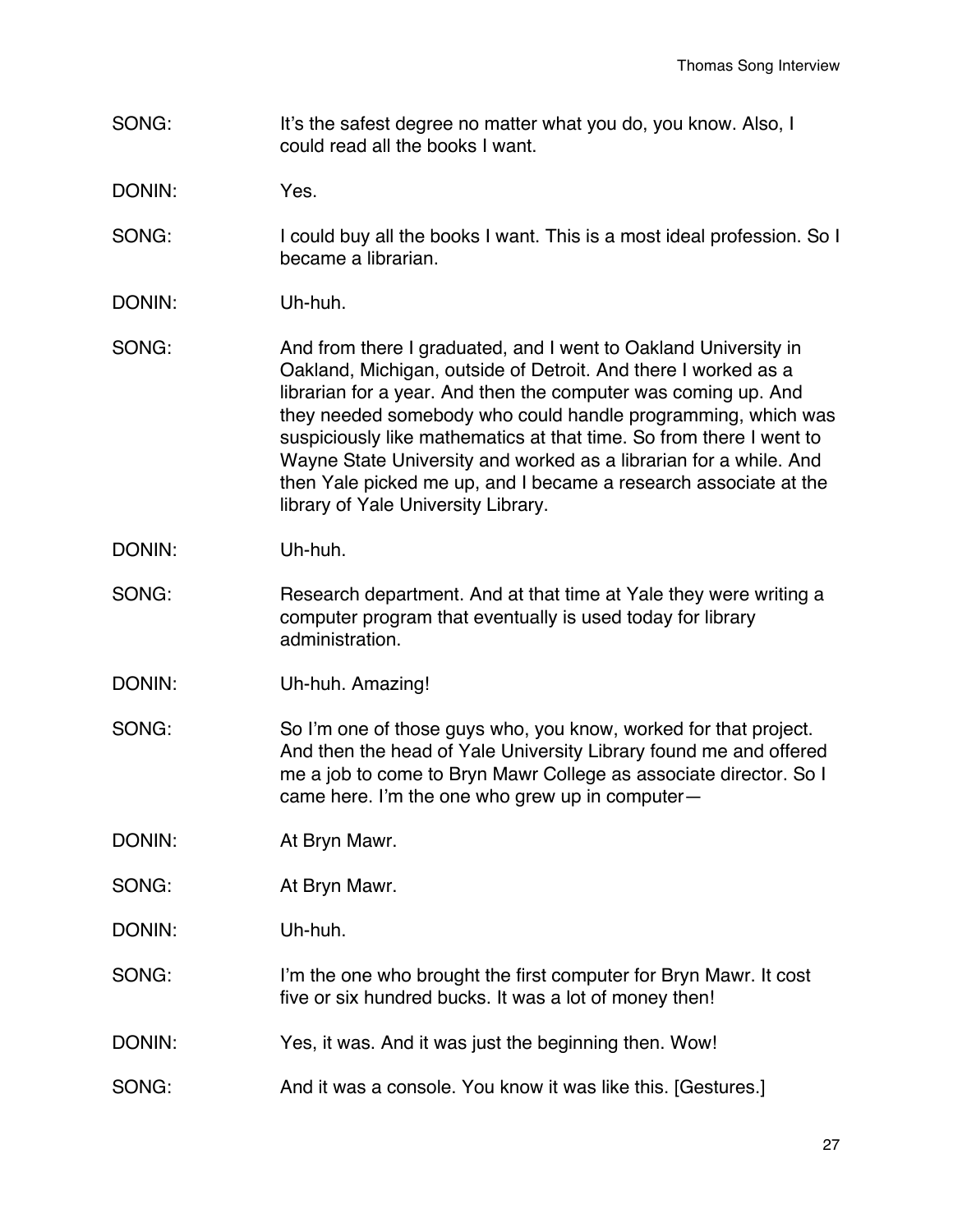SONG: It's the safest degree no matter what you do, you know. Also, I could read all the books I want.

DONIN: Yes.

SONG: I could buy all the books I want. This is a most ideal profession. So I became a librarian.

DONIN: Uh-huh.

SONG: And from there I graduated, and I went to Oakland University in Oakland, Michigan, outside of Detroit. And there I worked as a librarian for a year. And then the computer was coming up. And they needed somebody who could handle programming, which was suspiciously like mathematics at that time. So from there I went to Wayne State University and worked as a librarian for a while. And then Yale picked me up, and I became a research associate at the library of Yale University Library.

DONIN: Uh-huh.

SONG: Research department. And at that time at Yale they were writing a computer program that eventually is used today for library administration.

DONIN: Uh-huh. Amazing!

SONG: So I'm one of those guys who, you know, worked for that project. And then the head of Yale University Library found me and offered me a job to come to Bryn Mawr College as associate director. So I came here. I'm the one who grew up in computer—

DONIN: At Bryn Mawr.

SONG: At Bryn Mawr.

DONIN: Uh-huh.

SONG: I'm the one who brought the first computer for Bryn Mawr. It cost five or six hundred bucks. It was a lot of money then!

DONIN: Yes, it was. And it was just the beginning then. Wow!

SONG: And it was a console. You know it was like this. [Gestures.]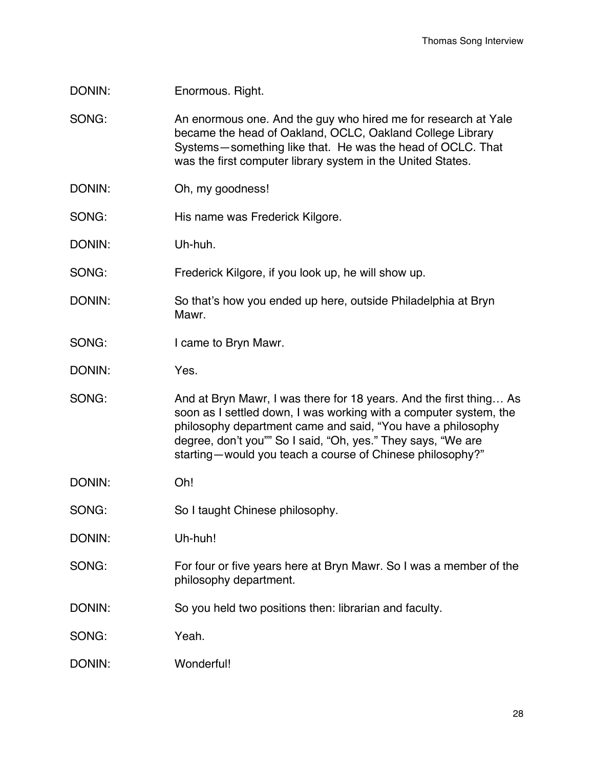DONIN: Enormous. Right.

SONG: An enormous one. And the guy who hired me for research at Yale became the head of Oakland, OCLC, Oakland College Library Systems—something like that. He was the head of OCLC. That was the first computer library system in the United States.

DONIN: Oh, my goodness!

SONG: His name was Frederick Kilgore.

DONIN: Uh-huh.

SONG: Frederick Kilgore, if you look up, he will show up.

DONIN: So that's how you ended up here, outside Philadelphia at Bryn Mawr.

SONG: I came to Bryn Mawr.

DONIN: Yes.

SONG: And at Bryn Mawr, I was there for 18 years. And the first thing… As soon as I settled down, I was working with a computer system, the philosophy department came and said, "You have a philosophy degree, don't you"" So I said, "Oh, yes." They says, "We are starting—would you teach a course of Chinese philosophy?"

DONIN: Oh!

SONG: So I taught Chinese philosophy.

DONIN: Uh-huh!

SONG: For four or five years here at Bryn Mawr. So I was a member of the philosophy department.

DONIN: So you held two positions then: librarian and faculty.

SONG: Yeah.

DONIN: Wonderful!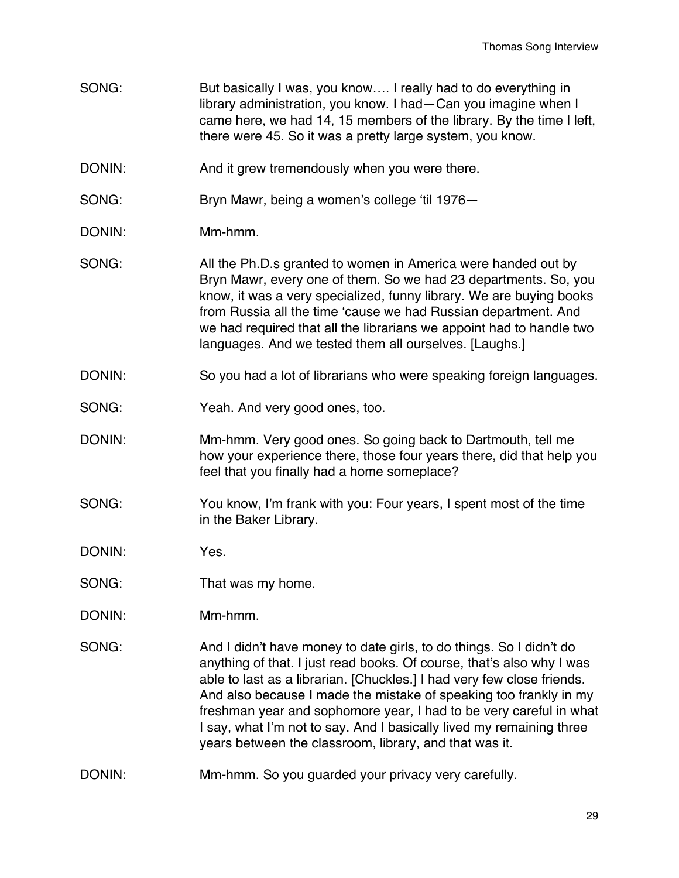SONG: But basically I was, you know…. I really had to do everything in library administration, you know. I had—Can you imagine when I came here, we had 14, 15 members of the library. By the time I left, there were 45. So it was a pretty large system, you know.

DONIN: And it grew tremendously when you were there.

SONG: Bryn Mawr, being a women's college 'til 1976—

DONIN: Mm-hmm.

SONG: All the Ph.D.s granted to women in America were handed out by Bryn Mawr, every one of them. So we had 23 departments. So, you know, it was a very specialized, funny library. We are buying books from Russia all the time 'cause we had Russian department. And we had required that all the librarians we appoint had to handle two languages. And we tested them all ourselves. [Laughs.]

DONIN: So you had a lot of librarians who were speaking foreign languages.

SONG: Yeah. And very good ones, too.

DONIN: Mm-hmm. Very good ones. So going back to Dartmouth, tell me how your experience there, those four years there, did that help you feel that you finally had a home someplace?

SONG: You know, I'm frank with you: Four years, I spent most of the time in the Baker Library.

DONIN: Yes.

SONG: That was my home.

DONIN: Mm-hmm.

SONG: And I didn't have money to date girls, to do things. So I didn't do anything of that. I just read books. Of course, that's also why I was able to last as a librarian. [Chuckles.] I had very few close friends. And also because I made the mistake of speaking too frankly in my freshman year and sophomore year, I had to be very careful in what I say, what I'm not to say. And I basically lived my remaining three years between the classroom, library, and that was it.

DONIN: Mm-hmm. So you guarded your privacy very carefully.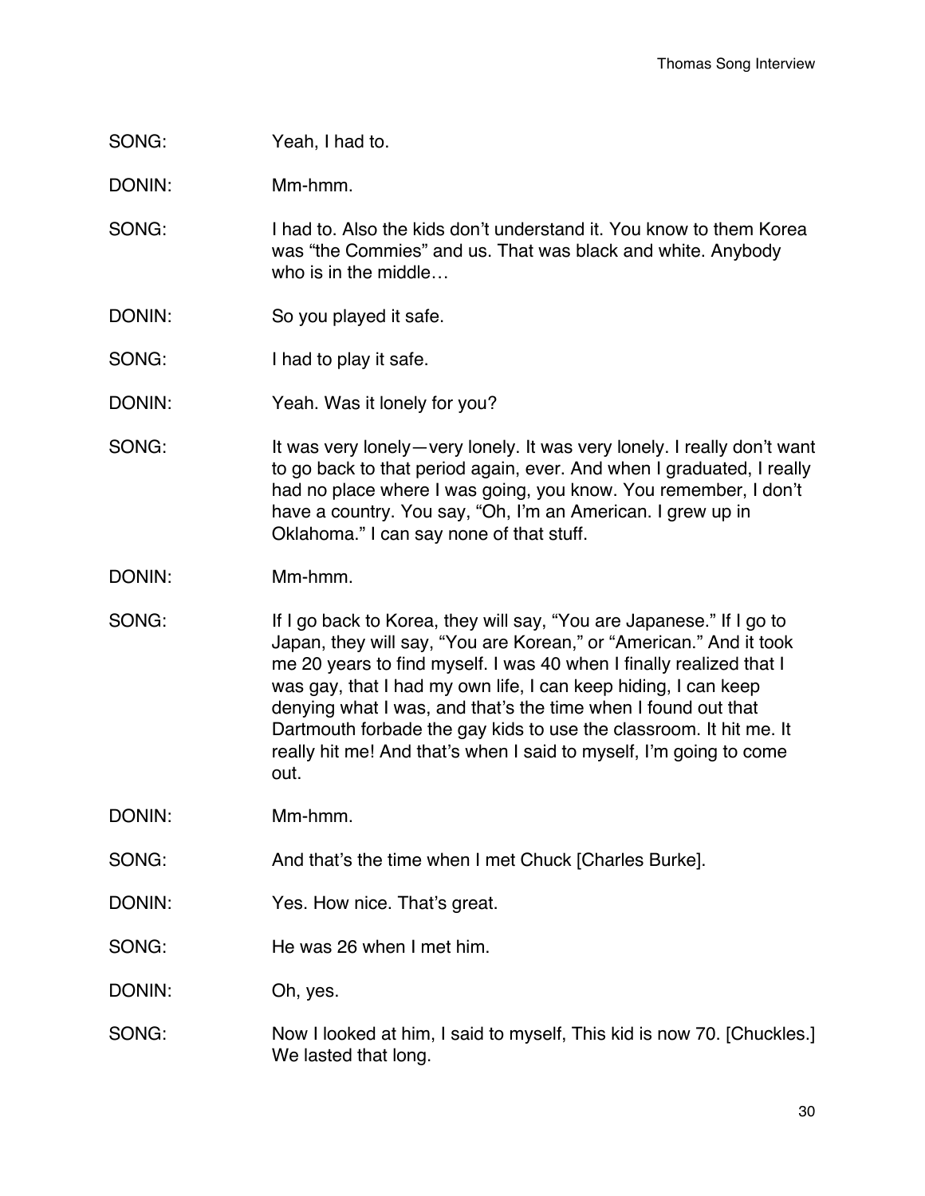SONG: Yeah, I had to.

DONIN: Mm-hmm.

SONG: I had to. Also the kids don't understand it. You know to them Korea was "the Commies" and us. That was black and white. Anybody who is in the middle…

DONIN: So you played it safe.

SONG: I had to play it safe.

DONIN: Yeah. Was it lonely for you?

SONG: It was very lonely—very lonely. It was very lonely. I really don't want to go back to that period again, ever. And when I graduated, I really had no place where I was going, you know. You remember, I don't have a country. You say, "Oh, I'm an American. I grew up in Oklahoma." I can say none of that stuff.

DONIN: Mm-hmm.

SONG: If I go back to Korea, they will say, "You are Japanese." If I go to Japan, they will say, "You are Korean," or "American." And it took me 20 years to find myself. I was 40 when I finally realized that I was gay, that I had my own life, I can keep hiding, I can keep denying what I was, and that's the time when I found out that Dartmouth forbade the gay kids to use the classroom. It hit me. It really hit me! And that's when I said to myself, I'm going to come out.

DONIN: Mm-hmm.

SONG: And that's the time when I met Chuck [Charles Burke].

DONIN: Yes. How nice. That's great.

SONG: He was 26 when I met him.

DONIN: Oh, yes.

SONG: Now I looked at him, I said to myself, This kid is now 70. [Chuckles.] We lasted that long.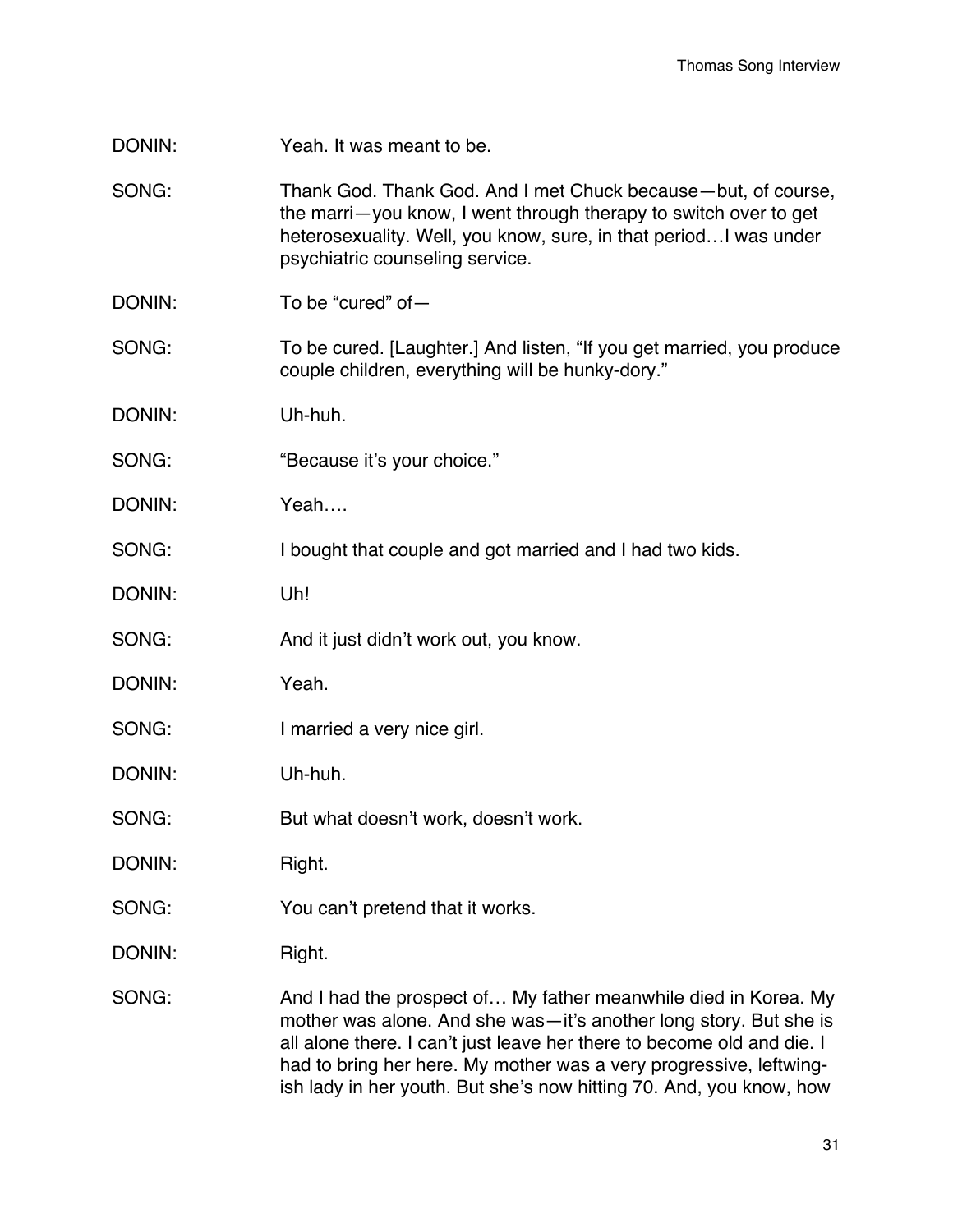DONIN: Yeah. It was meant to be.

SONG: Thank God. Thank God. And I met Chuck because—but, of course, the marri—you know, I went through therapy to switch over to get heterosexuality. Well, you know, sure, in that period…I was under psychiatric counseling service.

DONIN: To be "cured" of—

SONG: To be cured. [Laughter.] And listen, "If you get married, you produce couple children, everything will be hunky-dory."

DONIN: Uh-huh.

SONG: "Because it's your choice."

DONIN: Yeah….

SONG: I bought that couple and got married and I had two kids.

DONIN: Uh!

SONG: And it just didn't work out, you know.

DONIN: Yeah.

SONG: I married a very nice girl.

DONIN: Uh-huh.

SONG: But what doesn't work, doesn't work.

DONIN: Right.

SONG: You can't pretend that it works.

DONIN: Right.

SONG: And I had the prospect of… My father meanwhile died in Korea. My mother was alone. And she was—it's another long story. But she is all alone there. I can't just leave her there to become old and die. I had to bring her here. My mother was a very progressive, leftwing-ish lady in her youth. But she's now hitting 70. And, you know, how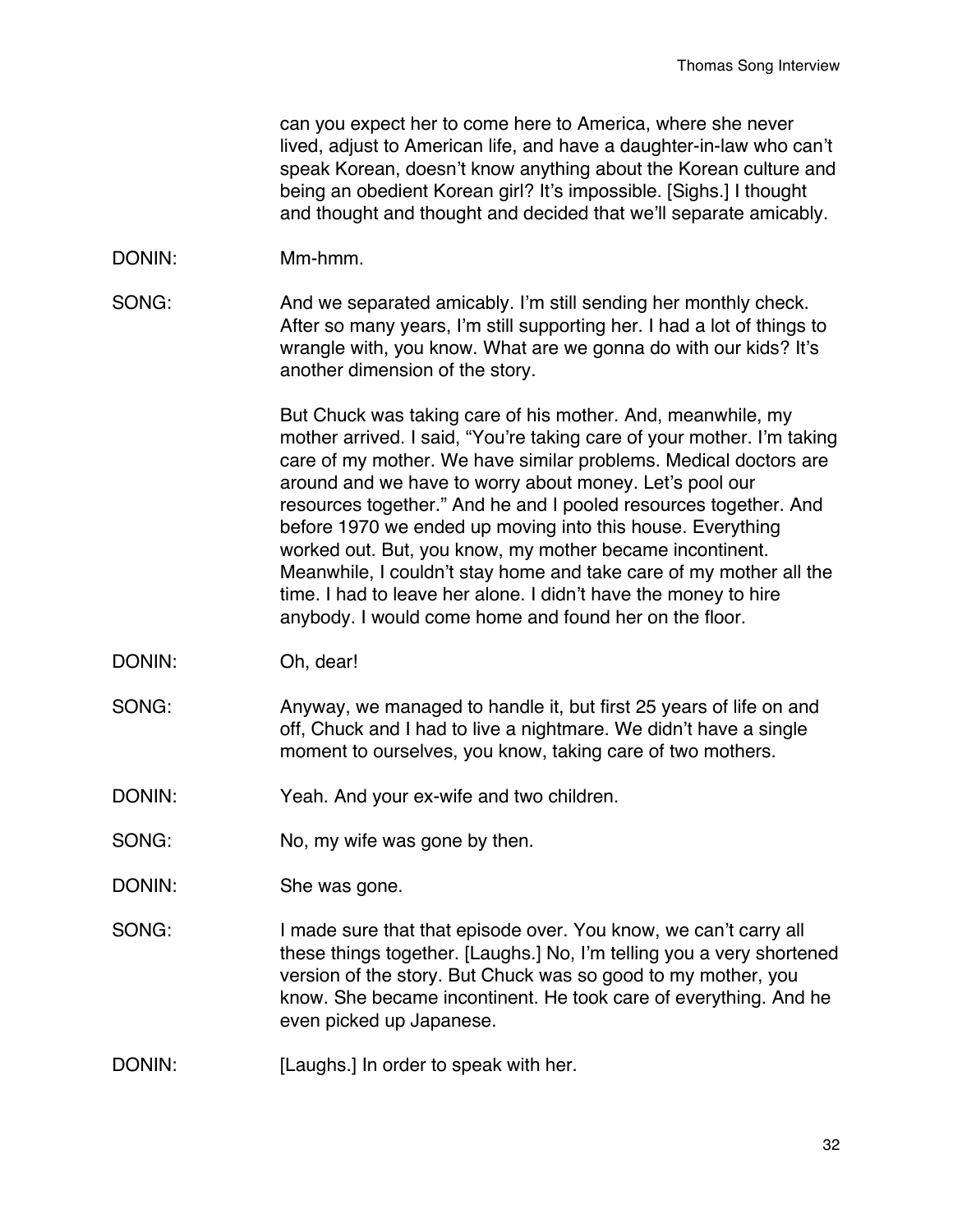can you expect her to come here to America, where she never lived, adjust to American life, and have a daughter-in-law who can't speak Korean, doesn't know anything about the Korean culture and being an obedient Korean girl? It's impossible. [Sighs.] I thought and thought and thought and decided that we'll separate amicably.

DONIN: Mm-hmm.

SONG: And we separated amicably. I'm still sending her monthly check. After so many years, I'm still supporting her. I had a lot of things to wrangle with, you know. What are we gonna do with our kids? It's another dimension of the story.

But Chuck was taking care of his mother. And, meanwhile, my mother arrived. I said, "You're taking care of your mother. I'm taking care of my mother. We have similar problems. Medical doctors are around and we have to worry about money. Let's pool our resources together." And he and I pooled resources together. And before 1970 we ended up moving into this house. Everything worked out. But, you know, my mother became incontinent. Meanwhile, I couldn't stay home and take care of my mother all the time. I had to leave her alone. I didn't have the money to hire anybody. I would come home and found her on the floor.

DONIN: Oh, dear!

SONG: Anyway, we managed to handle it, but first 25 years of life on and off, Chuck and I had to live a nightmare. We didn't have a single moment to ourselves, you know, taking care of two mothers.

DONIN: Yeah. And your ex-wife and two children.

SONG: No, my wife was gone by then.

DONIN: She was gone.

SONG: I made sure that that episode over. You know, we can't carry all these things together. [Laughs.] No, I'm telling you a very shortened version of the story. But Chuck was so good to my mother, you know. She became incontinent. He took care of everything. And he even picked up Japanese.

DONIN: [Laughs.] In order to speak with her.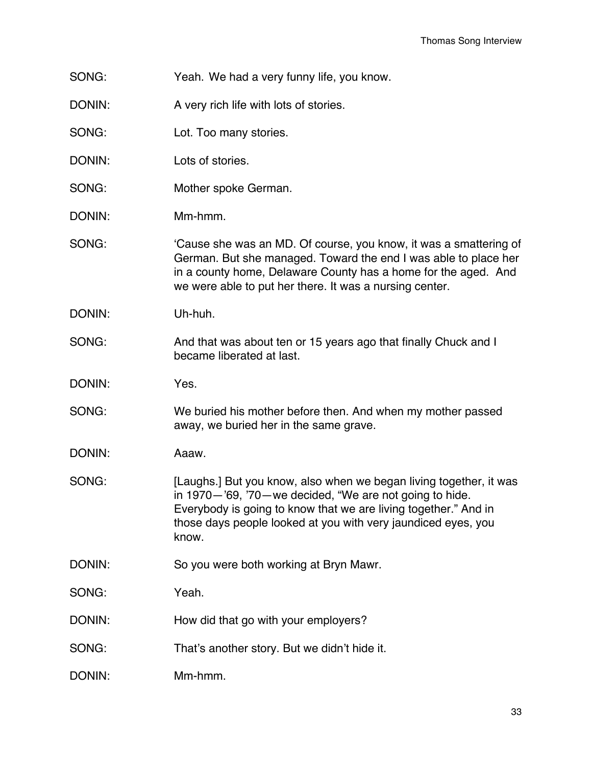SONG: Yeah. We had a very funny life, you know.

DONIN: A very rich life with lots of stories.

SONG: Lot. Too many stories.

DONIN: Lots of stories.

SONG: Mother spoke German.

DONIN: Mm-hmm.

SONG: 'Cause she was an MD. Of course, you know, it was a smattering of German. But she managed. Toward the end I was able to place her in a county home, Delaware County has a home for the aged. And we were able to put her there. It was a nursing center.

DONIN: Uh-huh.

SONG: And that was about ten or 15 years ago that finally Chuck and I became liberated at last.

DONIN: Yes.

SONG: We buried his mother before then. And when my mother passed away, we buried her in the same grave.

DONIN: Aaaw.

SONG: [Laughs.] But you know, also when we began living together, it was in 1970—'69, '70—we decided, "We are not going to hide. Everybody is going to know that we are living together." And in those days people looked at you with very jaundiced eyes, you know.

DONIN: So you were both working at Bryn Mawr.

SONG: Yeah.

DONIN: How did that go with your employers?

SONG: That's another story. But we didn't hide it.

DONIN: Mm-hmm.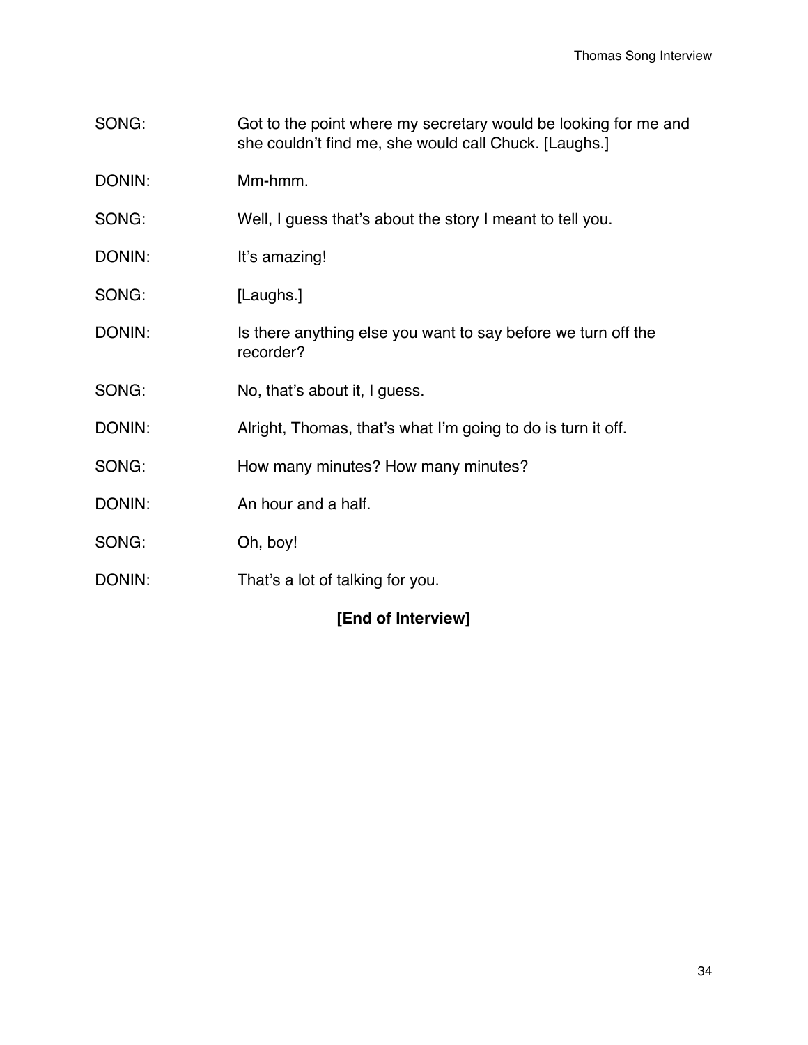SONG: Got to the point where my secretary would be looking for me and she couldn't find me, she would call Chuck. [Laughs.]

DONIN: Mm-hmm.

SONG: Well, I guess that's about the story I meant to tell you.

DONIN: It's amazing!

SONG: [Laughs.]

DONIN: Is there anything else you want to say before we turn off the recorder?

SONG: No, that's about it, I guess.

DONIN: Alright, Thomas, that's what I'm going to do is turn it off.

SONG: How many minutes? How many minutes?

DONIN: An hour and a half.

SONG: Oh, boy!

DONIN: That's a lot of talking for you.

**[End of Interview]**